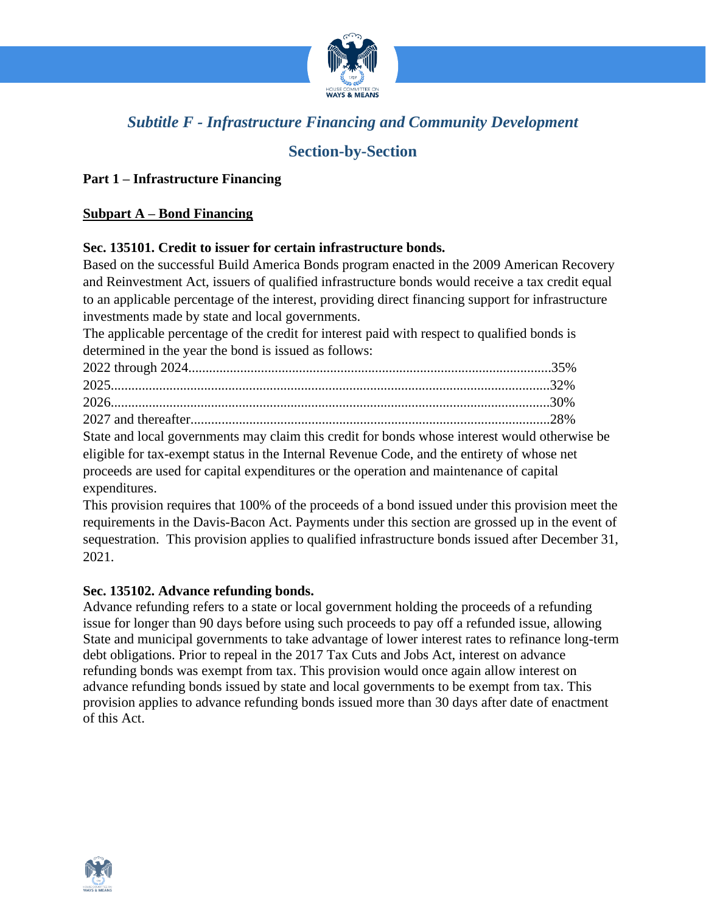# *Subtitle F - Infrastructure Financing and Community Development*

## Section-by-Section

**Part 1 – Infrastructure Financing**

**<u>Subpart A – Bond Financing</u>**

**Sec. 135101. Credit to issuer for certain infrastructure bonds.**

Based on the successful Build America Bonds program enacted in the 2009 American Recovery and Reinvestment Act, issuers of qualified infrastructure bonds would receive a tax credit equal to an applicable percentage of the interest, providing direct financing support for infrastructure investments made by state and local governments.

The applicable percentage of the credit for interest paid with respect to qualified bonds is determined in the year the bond is issued as follows:

2022 through 2024..........35%
2025..........32%
2026..........30%
2027 and thereafter..........28%

State and local governments may claim this credit for bonds whose interest would otherwise be eligible for tax-exempt status in the Internal Revenue Code, and the entirety of whose net proceeds are used for capital expenditures or the operation and maintenance of capital expenditures.

This provision requires that 100% of the proceeds of a bond issued under this provision meet the requirements in the Davis-Bacon Act. Payments under this section are grossed up in the event of sequestration. This provision applies to qualified infrastructure bonds issued after December 31, 2021.

**Sec. 135102. Advance refunding bonds.**

Advance refunding refers to a state or local government holding the proceeds of a refunding issue for longer than 90 days before using such proceeds to pay off a refunded issue, allowing State and municipal governments to take advantage of lower interest rates to refinance long-term debt obligations. Prior to repeal in the 2017 Tax Cuts and Jobs Act, interest on advance refunding bonds was exempt from tax. This provision would once again allow interest on advance refunding bonds issued by state and local governments to be exempt from tax. This provision applies to advance refunding bonds issued more than 30 days after date of enactment of this Act.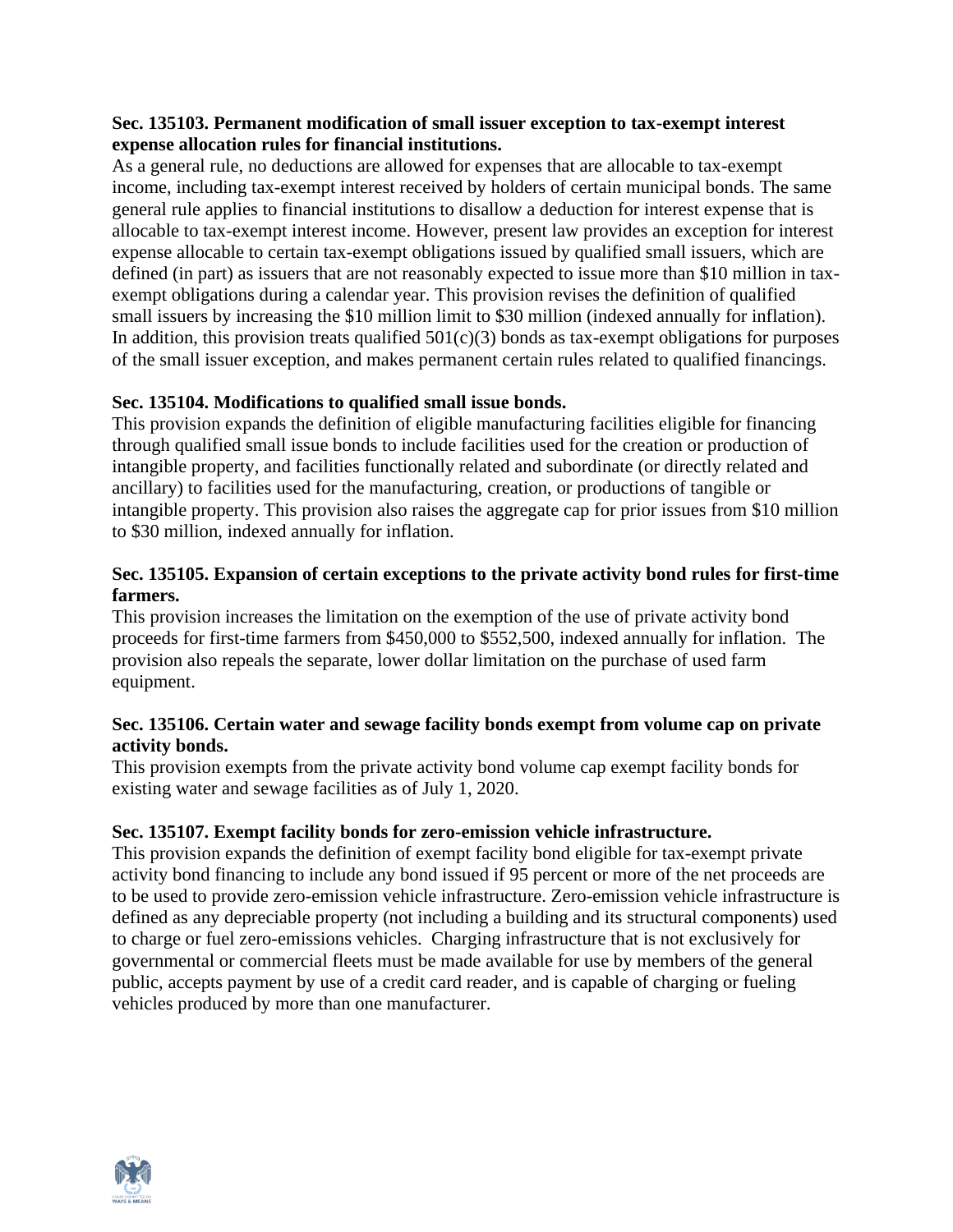**Sec. 135103. Permanent modification of small issuer exception to tax-exempt interest expense allocation rules for financial institutions.**

As a general rule, no deductions are allowed for expenses that are allocable to tax-exempt income, including tax-exempt interest received by holders of certain municipal bonds. The same general rule applies to financial institutions to disallow a deduction for interest expense that is allocable to tax-exempt interest income. However, present law provides an exception for interest expense allocable to certain tax-exempt obligations issued by qualified small issuers, which are defined (in part) as issuers that are not reasonably expected to issue more than $10 million in tax-exempt obligations during a calendar year. This provision revises the definition of qualified small issuers by increasing the $10 million limit to $30 million (indexed annually for inflation). In addition, this provision treats qualified 501(c)(3) bonds as tax-exempt obligations for purposes of the small issuer exception, and makes permanent certain rules related to qualified financings.

**Sec. 135104. Modifications to qualified small issue bonds.**

This provision expands the definition of eligible manufacturing facilities eligible for financing through qualified small issue bonds to include facilities used for the creation or production of intangible property, and facilities functionally related and subordinate (or directly related and ancillary) to facilities used for the manufacturing, creation, or productions of tangible or intangible property. This provision also raises the aggregate cap for prior issues from $10 million to $30 million, indexed annually for inflation.

**Sec. 135105. Expansion of certain exceptions to the private activity bond rules for first-time farmers.**

This provision increases the limitation on the exemption of the use of private activity bond proceeds for first-time farmers from $450,000 to $552,500, indexed annually for inflation. The provision also repeals the separate, lower dollar limitation on the purchase of used farm equipment.

**Sec. 135106. Certain water and sewage facility bonds exempt from volume cap on private activity bonds.**

This provision exempts from the private activity bond volume cap exempt facility bonds for existing water and sewage facilities as of July 1, 2020.

**Sec. 135107. Exempt facility bonds for zero-emission vehicle infrastructure.**

This provision expands the definition of exempt facility bond eligible for tax-exempt private activity bond financing to include any bond issued if 95 percent or more of the net proceeds are to be used to provide zero-emission vehicle infrastructure. Zero-emission vehicle infrastructure is defined as any depreciable property (not including a building and its structural components) used to charge or fuel zero-emissions vehicles. Charging infrastructure that is not exclusively for governmental or commercial fleets must be made available for use by members of the general public, accepts payment by use of a credit card reader, and is capable of charging or fueling vehicles produced by more than one manufacturer.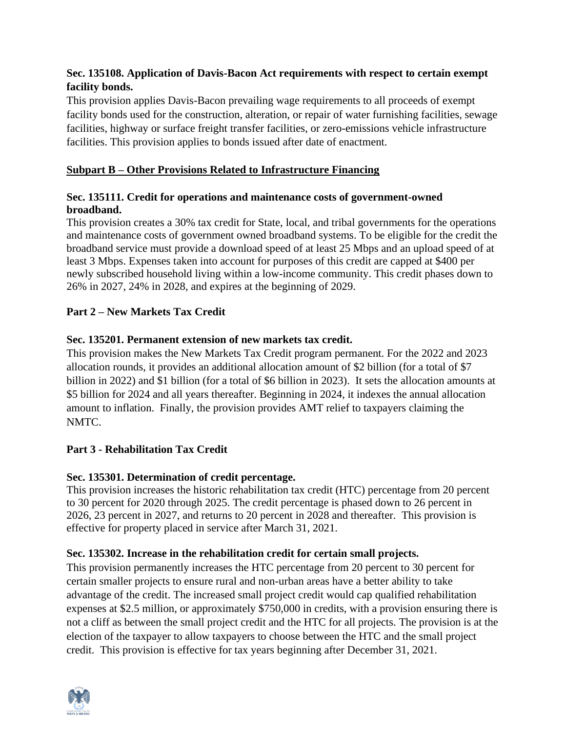**Sec. 135108. Application of Davis-Bacon Act requirements with respect to certain exempt facility bonds.**

This provision applies Davis-Bacon prevailing wage requirements to all proceeds of exempt facility bonds used for the construction, alteration, or repair of water furnishing facilities, sewage facilities, highway or surface freight transfer facilities, or zero-emissions vehicle infrastructure facilities. This provision applies to bonds issued after date of enactment.

**<u>Subpart B – Other Provisions Related to Infrastructure Financing</u>**

**Sec. 135111. Credit for operations and maintenance costs of government-owned broadband.**

This provision creates a 30% tax credit for State, local, and tribal governments for the operations and maintenance costs of government owned broadband systems. To be eligible for the credit the broadband service must provide a download speed of at least 25 Mbps and an upload speed of at least 3 Mbps. Expenses taken into account for purposes of this credit are capped at $400 per newly subscribed household living within a low-income community. This credit phases down to 26% in 2027, 24% in 2028, and expires at the beginning of 2029.

**Part 2 – New Markets Tax Credit**

**Sec. 135201. Permanent extension of new markets tax credit.**

This provision makes the New Markets Tax Credit program permanent. For the 2022 and 2023 allocation rounds, it provides an additional allocation amount of $2 billion (for a total of $7 billion in 2022) and $1 billion (for a total of $6 billion in 2023). It sets the allocation amounts at $5 billion for 2024 and all years thereafter. Beginning in 2024, it indexes the annual allocation amount to inflation. Finally, the provision provides AMT relief to taxpayers claiming the NMTC.

**Part 3 - Rehabilitation Tax Credit**

**Sec. 135301. Determination of credit percentage.**

This provision increases the historic rehabilitation tax credit (HTC) percentage from 20 percent to 30 percent for 2020 through 2025. The credit percentage is phased down to 26 percent in 2026, 23 percent in 2027, and returns to 20 percent in 2028 and thereafter. This provision is effective for property placed in service after March 31, 2021.

**Sec. 135302. Increase in the rehabilitation credit for certain small projects.**

This provision permanently increases the HTC percentage from 20 percent to 30 percent for certain smaller projects to ensure rural and non-urban areas have a better ability to take advantage of the credit. The increased small project credit would cap qualified rehabilitation expenses at $2.5 million, or approximately $750,000 in credits, with a provision ensuring there is not a cliff as between the small project credit and the HTC for all projects. The provision is at the election of the taxpayer to allow taxpayers to choose between the HTC and the small project credit. This provision is effective for tax years beginning after December 31, 2021.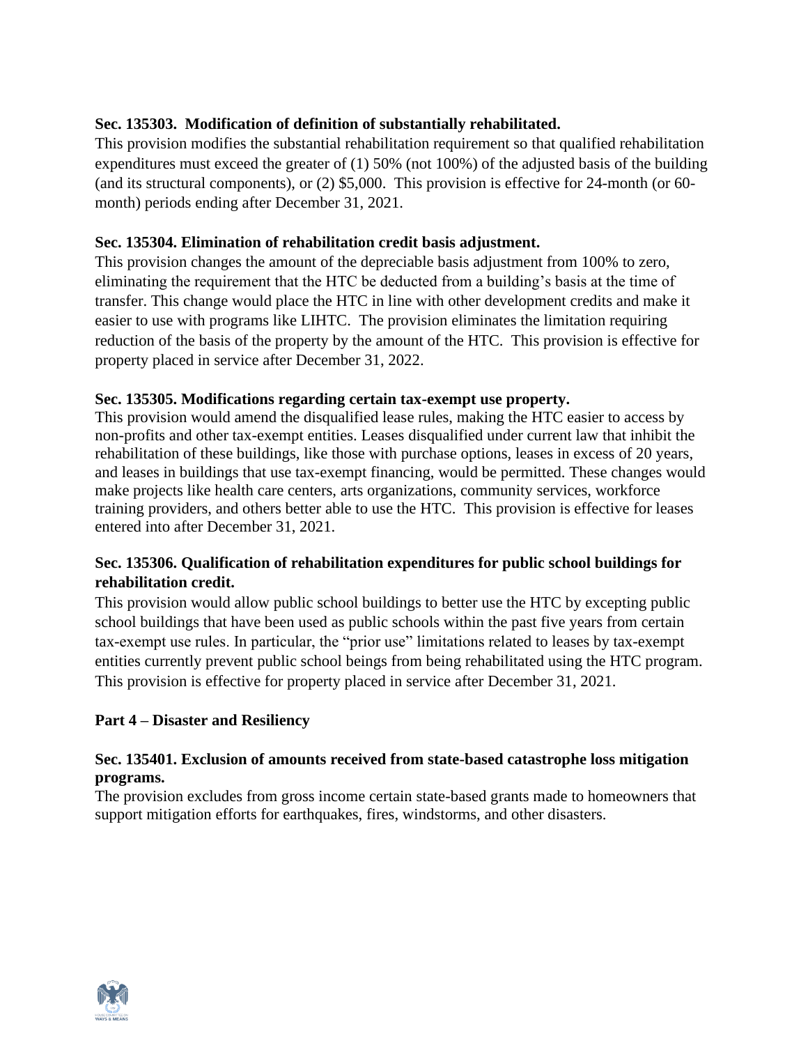**Sec. 135303. Modification of definition of substantially rehabilitated.**

This provision modifies the substantial rehabilitation requirement so that qualified rehabilitation expenditures must exceed the greater of (1) 50% (not 100%) of the adjusted basis of the building (and its structural components), or (2) $5,000. This provision is effective for 24-month (or 60-month) periods ending after December 31, 2021.

**Sec. 135304. Elimination of rehabilitation credit basis adjustment.**

This provision changes the amount of the depreciable basis adjustment from 100% to zero, eliminating the requirement that the HTC be deducted from a building's basis at the time of transfer. This change would place the HTC in line with other development credits and make it easier to use with programs like LIHTC. The provision eliminates the limitation requiring reduction of the basis of the property by the amount of the HTC. This provision is effective for property placed in service after December 31, 2022.

**Sec. 135305. Modifications regarding certain tax-exempt use property.**

This provision would amend the disqualified lease rules, making the HTC easier to access by non-profits and other tax-exempt entities. Leases disqualified under current law that inhibit the rehabilitation of these buildings, like those with purchase options, leases in excess of 20 years, and leases in buildings that use tax-exempt financing, would be permitted. These changes would make projects like health care centers, arts organizations, community services, workforce training providers, and others better able to use the HTC. This provision is effective for leases entered into after December 31, 2021.

**Sec. 135306. Qualification of rehabilitation expenditures for public school buildings for rehabilitation credit.**

This provision would allow public school buildings to better use the HTC by excepting public school buildings that have been used as public schools within the past five years from certain tax-exempt use rules. In particular, the "prior use" limitations related to leases by tax-exempt entities currently prevent public school beings from being rehabilitated using the HTC program. This provision is effective for property placed in service after December 31, 2021.

## Part 4 – Disaster and Resiliency

**Sec. 135401. Exclusion of amounts received from state-based catastrophe loss mitigation programs.**

The provision excludes from gross income certain state-based grants made to homeowners that support mitigation efforts for earthquakes, fires, windstorms, and other disasters.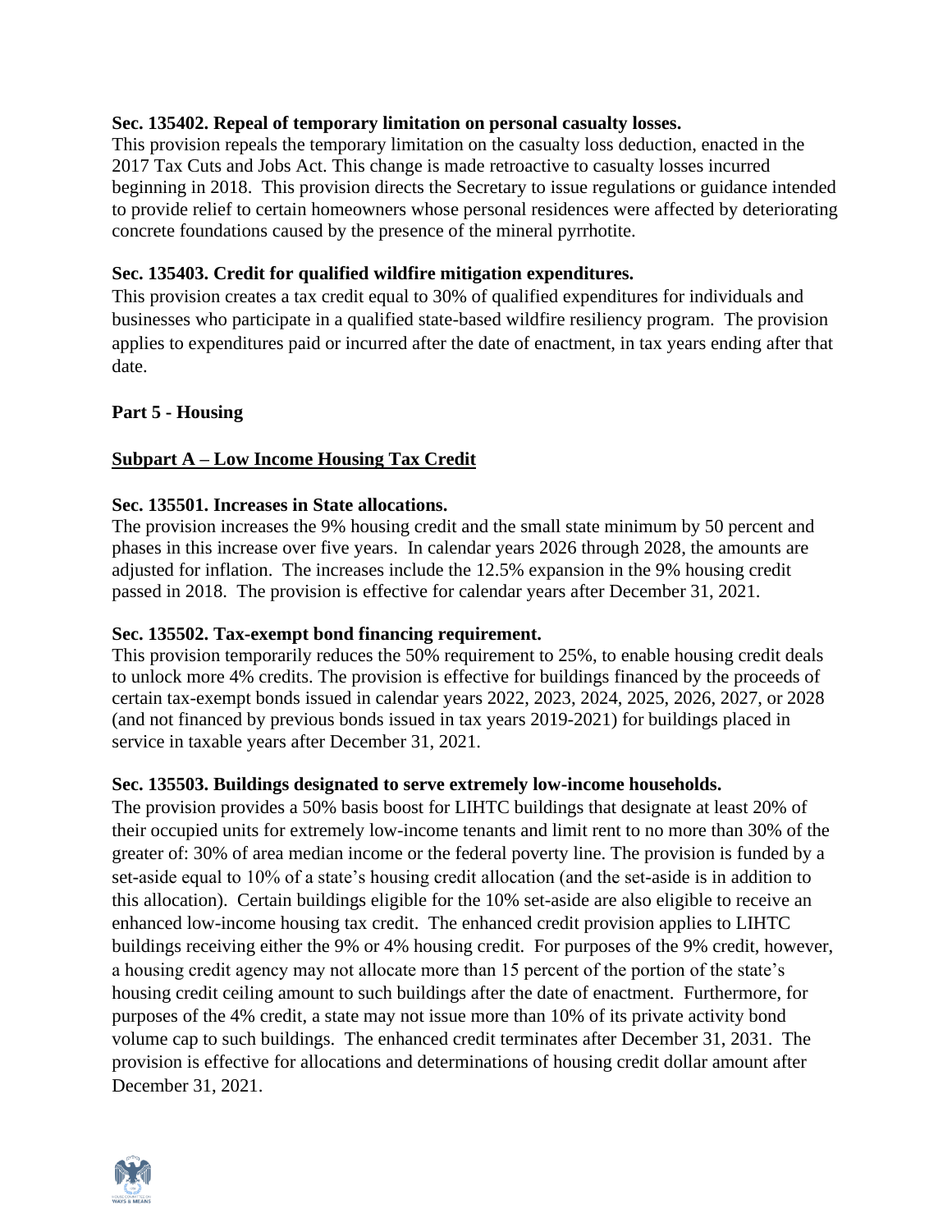**Sec. 135402. Repeal of temporary limitation on personal casualty losses.**
This provision repeals the temporary limitation on the casualty loss deduction, enacted in the 2017 Tax Cuts and Jobs Act. This change is made retroactive to casualty losses incurred beginning in 2018. This provision directs the Secretary to issue regulations or guidance intended to provide relief to certain homeowners whose personal residences were affected by deteriorating concrete foundations caused by the presence of the mineral pyrrhotite.

**Sec. 135403. Credit for qualified wildfire mitigation expenditures.**
This provision creates a tax credit equal to 30% of qualified expenditures for individuals and businesses who participate in a qualified state-based wildfire resiliency program. The provision applies to expenditures paid or incurred after the date of enactment, in tax years ending after that date.

## Part 5 - Housing

### Subpart A – Low Income Housing Tax Credit

**Sec. 135501. Increases in State allocations.**
The provision increases the 9% housing credit and the small state minimum by 50 percent and phases in this increase over five years. In calendar years 2026 through 2028, the amounts are adjusted for inflation. The increases include the 12.5% expansion in the 9% housing credit passed in 2018. The provision is effective for calendar years after December 31, 2021.

**Sec. 135502. Tax-exempt bond financing requirement.**
This provision temporarily reduces the 50% requirement to 25%, to enable housing credit deals to unlock more 4% credits. The provision is effective for buildings financed by the proceeds of certain tax-exempt bonds issued in calendar years 2022, 2023, 2024, 2025, 2026, 2027, or 2028 (and not financed by previous bonds issued in tax years 2019-2021) for buildings placed in service in taxable years after December 31, 2021.

**Sec. 135503. Buildings designated to serve extremely low-income households.**
The provision provides a 50% basis boost for LIHTC buildings that designate at least 20% of their occupied units for extremely low-income tenants and limit rent to no more than 30% of the greater of: 30% of area median income or the federal poverty line. The provision is funded by a set-aside equal to 10% of a state's housing credit allocation (and the set-aside is in addition to this allocation). Certain buildings eligible for the 10% set-aside are also eligible to receive an enhanced low-income housing tax credit. The enhanced credit provision applies to LIHTC buildings receiving either the 9% or 4% housing credit. For purposes of the 9% credit, however, a housing credit agency may not allocate more than 15 percent of the portion of the state's housing credit ceiling amount to such buildings after the date of enactment. Furthermore, for purposes of the 4% credit, a state may not issue more than 10% of its private activity bond volume cap to such buildings. The enhanced credit terminates after December 31, 2031. The provision is effective for allocations and determinations of housing credit dollar amount after December 31, 2021.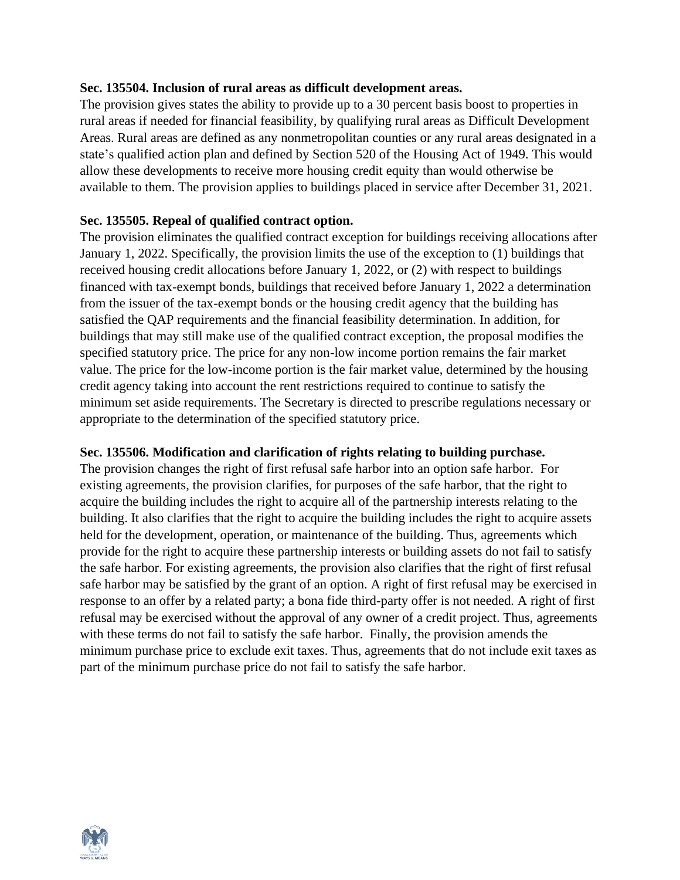**Sec. 135504. Inclusion of rural areas as difficult development areas.**

The provision gives states the ability to provide up to a 30 percent basis boost to properties in rural areas if needed for financial feasibility, by qualifying rural areas as Difficult Development Areas. Rural areas are defined as any nonmetropolitan counties or any rural areas designated in a state's qualified action plan and defined by Section 520 of the Housing Act of 1949. This would allow these developments to receive more housing credit equity than would otherwise be available to them. The provision applies to buildings placed in service after December 31, 2021.

**Sec. 135505. Repeal of qualified contract option.**

The provision eliminates the qualified contract exception for buildings receiving allocations after January 1, 2022. Specifically, the provision limits the use of the exception to (1) buildings that received housing credit allocations before January 1, 2022, or (2) with respect to buildings financed with tax-exempt bonds, buildings that received before January 1, 2022 a determination from the issuer of the tax-exempt bonds or the housing credit agency that the building has satisfied the QAP requirements and the financial feasibility determination. In addition, for buildings that may still make use of the qualified contract exception, the proposal modifies the specified statutory price. The price for any non-low income portion remains the fair market value. The price for the low-income portion is the fair market value, determined by the housing credit agency taking into account the rent restrictions required to continue to satisfy the minimum set aside requirements. The Secretary is directed to prescribe regulations necessary or appropriate to the determination of the specified statutory price.

**Sec. 135506. Modification and clarification of rights relating to building purchase.**

The provision changes the right of first refusal safe harbor into an option safe harbor. For existing agreements, the provision clarifies, for purposes of the safe harbor, that the right to acquire the building includes the right to acquire all of the partnership interests relating to the building. It also clarifies that the right to acquire the building includes the right to acquire assets held for the development, operation, or maintenance of the building. Thus, agreements which provide for the right to acquire these partnership interests or building assets do not fail to satisfy the safe harbor. For existing agreements, the provision also clarifies that the right of first refusal safe harbor may be satisfied by the grant of an option. A right of first refusal may be exercised in response to an offer by a related party; a bona fide third-party offer is not needed. A right of first refusal may be exercised without the approval of any owner of a credit project. Thus, agreements with these terms do not fail to satisfy the safe harbor. Finally, the provision amends the minimum purchase price to exclude exit taxes. Thus, agreements that do not include exit taxes as part of the minimum purchase price do not fail to satisfy the safe harbor.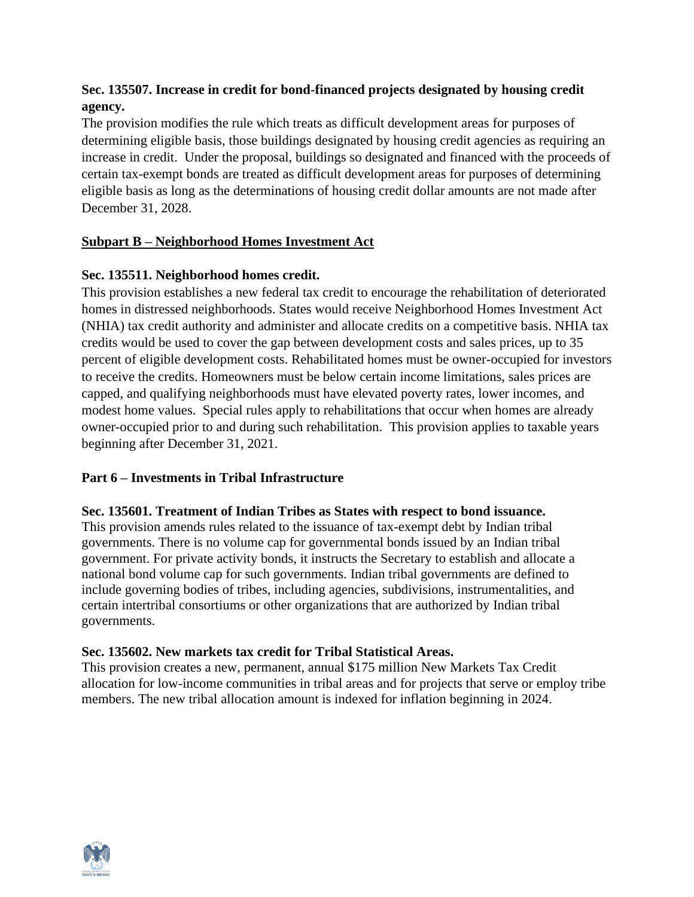**Sec. 135507. Increase in credit for bond-financed projects designated by housing credit agency.**

The provision modifies the rule which treats as difficult development areas for purposes of determining eligible basis, those buildings designated by housing credit agencies as requiring an increase in credit. Under the proposal, buildings so designated and financed with the proceeds of certain tax-exempt bonds are treated as difficult development areas for purposes of determining eligible basis as long as the determinations of housing credit dollar amounts are not made after December 31, 2028.

**Subpart B – Neighborhood Homes Investment Act**

**Sec. 135511. Neighborhood homes credit.**

This provision establishes a new federal tax credit to encourage the rehabilitation of deteriorated homes in distressed neighborhoods. States would receive Neighborhood Homes Investment Act (NHIA) tax credit authority and administer and allocate credits on a competitive basis. NHIA tax credits would be used to cover the gap between development costs and sales prices, up to 35 percent of eligible development costs. Rehabilitated homes must be owner-occupied for investors to receive the credits. Homeowners must be below certain income limitations, sales prices are capped, and qualifying neighborhoods must have elevated poverty rates, lower incomes, and modest home values. Special rules apply to rehabilitations that occur when homes are already owner-occupied prior to and during such rehabilitation. This provision applies to taxable years beginning after December 31, 2021.

## Part 6 – Investments in Tribal Infrastructure

**Sec. 135601. Treatment of Indian Tribes as States with respect to bond issuance.**

This provision amends rules related to the issuance of tax-exempt debt by Indian tribal governments. There is no volume cap for governmental bonds issued by an Indian tribal government. For private activity bonds, it instructs the Secretary to establish and allocate a national bond volume cap for such governments. Indian tribal governments are defined to include governing bodies of tribes, including agencies, subdivisions, instrumentalities, and certain intertribal consortiums or other organizations that are authorized by Indian tribal governments.

**Sec. 135602. New markets tax credit for Tribal Statistical Areas.**

This provision creates a new, permanent, annual $175 million New Markets Tax Credit allocation for low-income communities in tribal areas and for projects that serve or employ tribe members. The new tribal allocation amount is indexed for inflation beginning in 2024.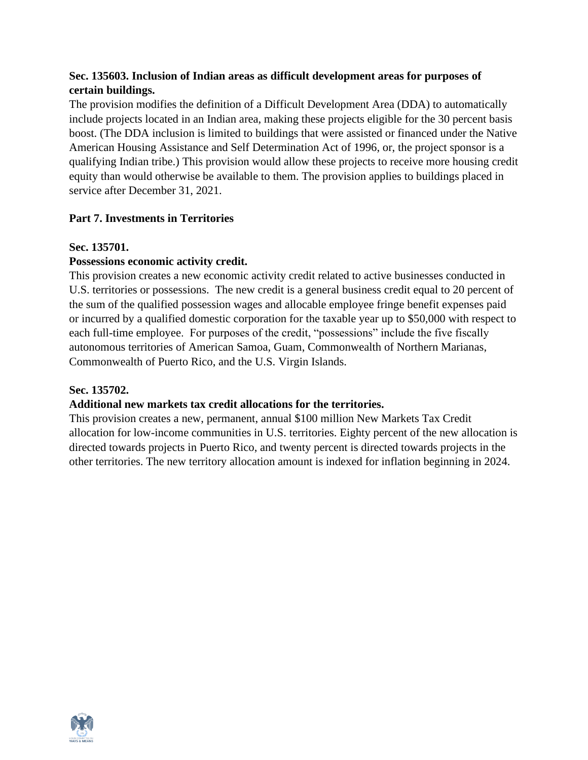**Sec. 135603. Inclusion of Indian areas as difficult development areas for purposes of certain buildings.**

The provision modifies the definition of a Difficult Development Area (DDA) to automatically include projects located in an Indian area, making these projects eligible for the 30 percent basis boost. (The DDA inclusion is limited to buildings that were assisted or financed under the Native American Housing Assistance and Self Determination Act of 1996, or, the project sponsor is a qualifying Indian tribe.) This provision would allow these projects to receive more housing credit equity than would otherwise be available to them. The provision applies to buildings placed in service after December 31, 2021.

**Part 7. Investments in Territories**

**Sec. 135701.**

**Possessions economic activity credit.**

This provision creates a new economic activity credit related to active businesses conducted in U.S. territories or possessions. The new credit is a general business credit equal to 20 percent of the sum of the qualified possession wages and allocable employee fringe benefit expenses paid or incurred by a qualified domestic corporation for the taxable year up to $50,000 with respect to each full-time employee. For purposes of the credit, "possessions" include the five fiscally autonomous territories of American Samoa, Guam, Commonwealth of Northern Marianas, Commonwealth of Puerto Rico, and the U.S. Virgin Islands.

**Sec. 135702.**

**Additional new markets tax credit allocations for the territories.**

This provision creates a new, permanent, annual $100 million New Markets Tax Credit allocation for low-income communities in U.S. territories. Eighty percent of the new allocation is directed towards projects in Puerto Rico, and twenty percent is directed towards projects in the other territories. The new territory allocation amount is indexed for inflation beginning in 2024.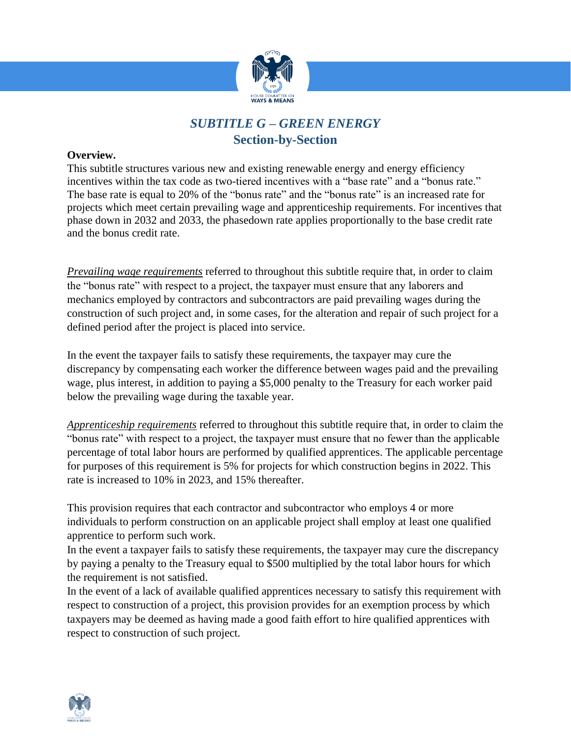# *SUBTITLE G – GREEN ENERGY*
## Section-by-Section

**Overview.**
This subtitle structures various new and existing renewable energy and energy efficiency incentives within the tax code as two-tiered incentives with a "base rate" and a "bonus rate." The base rate is equal to 20% of the "bonus rate" and the "bonus rate" is an increased rate for projects which meet certain prevailing wage and apprenticeship requirements. For incentives that phase down in 2032 and 2033, the phasedown rate applies proportionally to the base credit rate and the bonus credit rate.

*Prevailing wage requirements* referred to throughout this subtitle require that, in order to claim the "bonus rate" with respect to a project, the taxpayer must ensure that any laborers and mechanics employed by contractors and subcontractors are paid prevailing wages during the construction of such project and, in some cases, for the alteration and repair of such project for a defined period after the project is placed into service.

In the event the taxpayer fails to satisfy these requirements, the taxpayer may cure the discrepancy by compensating each worker the difference between wages paid and the prevailing wage, plus interest, in addition to paying a $5,000 penalty to the Treasury for each worker paid below the prevailing wage during the taxable year.

*Apprenticeship requirements* referred to throughout this subtitle require that, in order to claim the "bonus rate" with respect to a project, the taxpayer must ensure that no fewer than the applicable percentage of total labor hours are performed by qualified apprentices. The applicable percentage for purposes of this requirement is 5% for projects for which construction begins in 2022. This rate is increased to 10% in 2023, and 15% thereafter.

This provision requires that each contractor and subcontractor who employs 4 or more individuals to perform construction on an applicable project shall employ at least one qualified apprentice to perform such work.
In the event a taxpayer fails to satisfy these requirements, the taxpayer may cure the discrepancy by paying a penalty to the Treasury equal to $500 multiplied by the total labor hours for which the requirement is not satisfied.
In the event of a lack of available qualified apprentices necessary to satisfy this requirement with respect to construction of a project, this provision provides for an exemption process by which taxpayers may be deemed as having made a good faith effort to hire qualified apprentices with respect to construction of such project.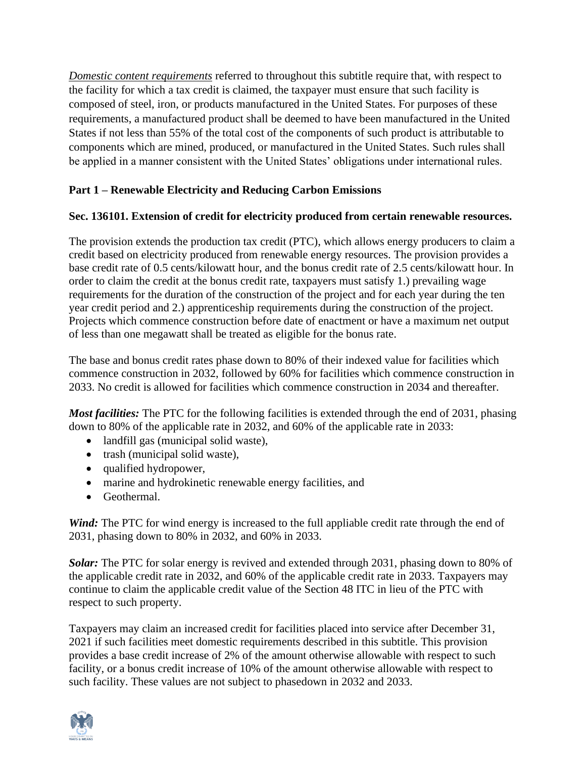*Domestic content requirements* referred to throughout this subtitle require that, with respect to the facility for which a tax credit is claimed, the taxpayer must ensure that such facility is composed of steel, iron, or products manufactured in the United States. For purposes of these requirements, a manufactured product shall be deemed to have been manufactured in the United States if not less than 55% of the total cost of the components of such product is attributable to components which are mined, produced, or manufactured in the United States. Such rules shall be applied in a manner consistent with the United States' obligations under international rules.

## Part 1 – Renewable Electricity and Reducing Carbon Emissions

### Sec. 136101. Extension of credit for electricity produced from certain renewable resources.

The provision extends the production tax credit (PTC), which allows energy producers to claim a credit based on electricity produced from renewable energy resources. The provision provides a base credit rate of 0.5 cents/kilowatt hour, and the bonus credit rate of 2.5 cents/kilowatt hour. In order to claim the credit at the bonus credit rate, taxpayers must satisfy 1.) prevailing wage requirements for the duration of the construction of the project and for each year during the ten year credit period and 2.) apprenticeship requirements during the construction of the project. Projects which commence construction before date of enactment or have a maximum net output of less than one megawatt shall be treated as eligible for the bonus rate.

The base and bonus credit rates phase down to 80% of their indexed value for facilities which commence construction in 2032, followed by 60% for facilities which commence construction in 2033. No credit is allowed for facilities which commence construction in 2034 and thereafter.

***Most facilities:*** The PTC for the following facilities is extended through the end of 2031, phasing down to 80% of the applicable rate in 2032, and 60% of the applicable rate in 2033:

- landfill gas (municipal solid waste),
- trash (municipal solid waste),
- qualified hydropower,
- marine and hydrokinetic renewable energy facilities, and
- Geothermal.

***Wind:*** The PTC for wind energy is increased to the full appliable credit rate through the end of 2031, phasing down to 80% in 2032, and 60% in 2033.

***Solar:*** The PTC for solar energy is revived and extended through 2031, phasing down to 80% of the applicable credit rate in 2032, and 60% of the applicable credit rate in 2033. Taxpayers may continue to claim the applicable credit value of the Section 48 ITC in lieu of the PTC with respect to such property.

Taxpayers may claim an increased credit for facilities placed into service after December 31, 2021 if such facilities meet domestic requirements described in this subtitle. This provision provides a base credit increase of 2% of the amount otherwise allowable with respect to such facility, or a bonus credit increase of 10% of the amount otherwise allowable with respect to such facility. These values are not subject to phasedown in 2032 and 2033.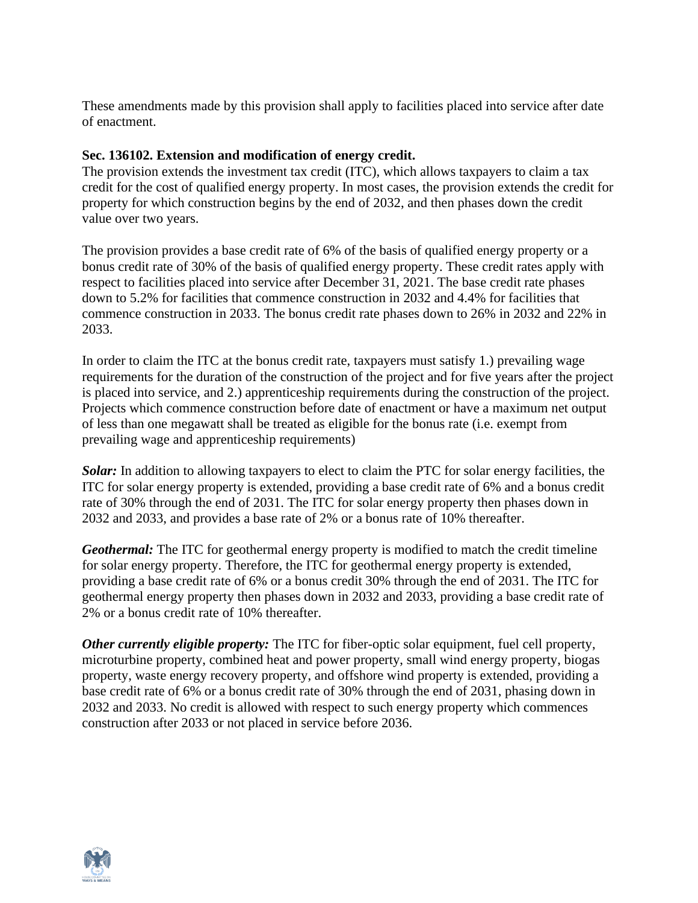These amendments made by this provision shall apply to facilities placed into service after date of enactment.

**Sec. 136102. Extension and modification of energy credit.**

The provision extends the investment tax credit (ITC), which allows taxpayers to claim a tax credit for the cost of qualified energy property. In most cases, the provision extends the credit for property for which construction begins by the end of 2032, and then phases down the credit value over two years.

The provision provides a base credit rate of 6% of the basis of qualified energy property or a bonus credit rate of 30% of the basis of qualified energy property. These credit rates apply with respect to facilities placed into service after December 31, 2021. The base credit rate phases down to 5.2% for facilities that commence construction in 2032 and 4.4% for facilities that commence construction in 2033. The bonus credit rate phases down to 26% in 2032 and 22% in 2033.

In order to claim the ITC at the bonus credit rate, taxpayers must satisfy 1.) prevailing wage requirements for the duration of the construction of the project and for five years after the project is placed into service, and 2.) apprenticeship requirements during the construction of the project. Projects which commence construction before date of enactment or have a maximum net output of less than one megawatt shall be treated as eligible for the bonus rate (i.e. exempt from prevailing wage and apprenticeship requirements)

***Solar:*** In addition to allowing taxpayers to elect to claim the PTC for solar energy facilities, the ITC for solar energy property is extended, providing a base credit rate of 6% and a bonus credit rate of 30% through the end of 2031. The ITC for solar energy property then phases down in 2032 and 2033, and provides a base rate of 2% or a bonus rate of 10% thereafter.

***Geothermal:*** The ITC for geothermal energy property is modified to match the credit timeline for solar energy property. Therefore, the ITC for geothermal energy property is extended, providing a base credit rate of 6% or a bonus credit 30% through the end of 2031. The ITC for geothermal energy property then phases down in 2032 and 2033, providing a base credit rate of 2% or a bonus credit rate of 10% thereafter.

***Other currently eligible property:*** The ITC for fiber-optic solar equipment, fuel cell property, microturbine property, combined heat and power property, small wind energy property, biogas property, waste energy recovery property, and offshore wind property is extended, providing a base credit rate of 6% or a bonus credit rate of 30% through the end of 2031, phasing down in 2032 and 2033. No credit is allowed with respect to such energy property which commences construction after 2033 or not placed in service before 2036.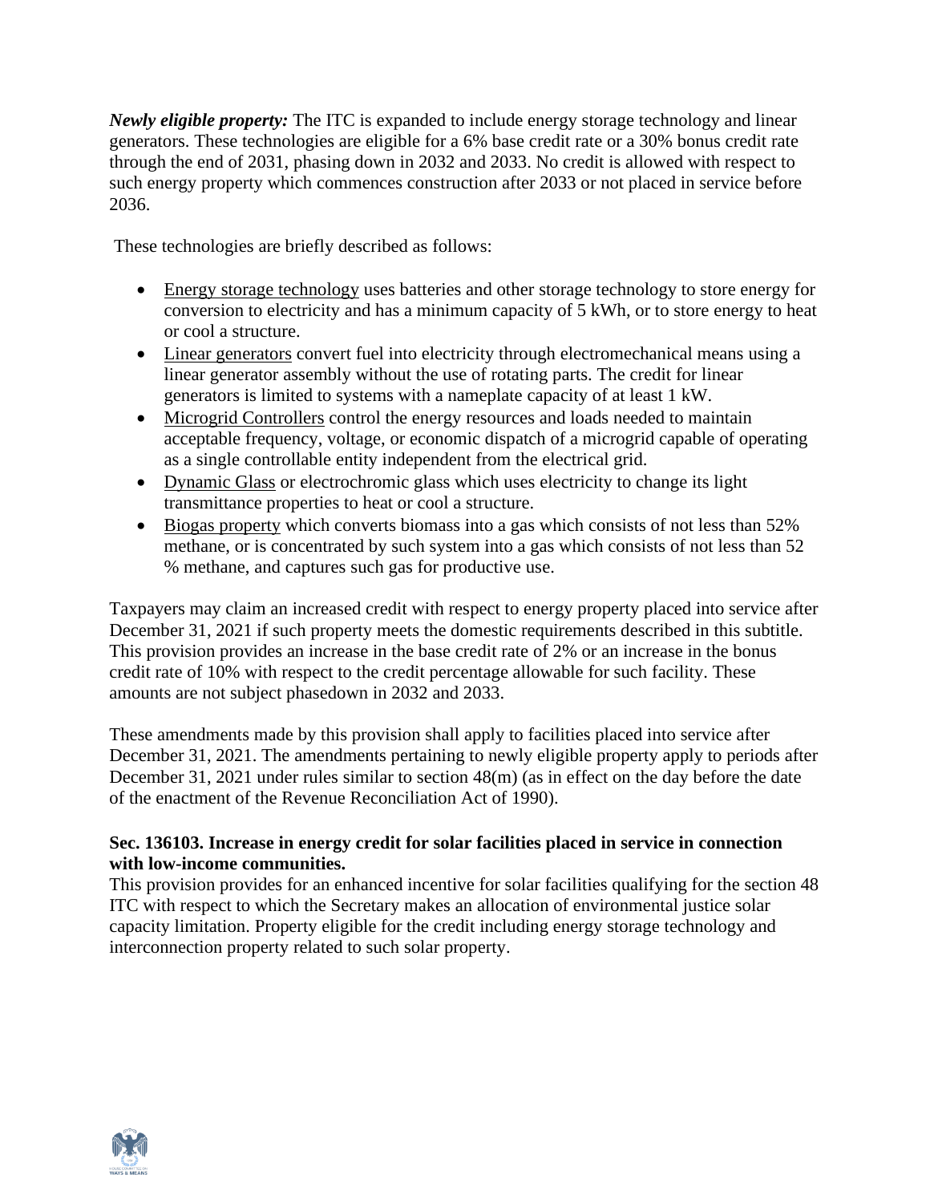***Newly eligible property:*** The ITC is expanded to include energy storage technology and linear generators. These technologies are eligible for a 6% base credit rate or a 30% bonus credit rate through the end of 2031, phasing down in 2032 and 2033. No credit is allowed with respect to such energy property which commences construction after 2033 or not placed in service before 2036.

These technologies are briefly described as follows:

- Energy storage technology uses batteries and other storage technology to store energy for conversion to electricity and has a minimum capacity of 5 kWh, or to store energy to heat or cool a structure.
- Linear generators convert fuel into electricity through electromechanical means using a linear generator assembly without the use of rotating parts. The credit for linear generators is limited to systems with a nameplate capacity of at least 1 kW.
- Microgrid Controllers control the energy resources and loads needed to maintain acceptable frequency, voltage, or economic dispatch of a microgrid capable of operating as a single controllable entity independent from the electrical grid.
- Dynamic Glass or electrochromic glass which uses electricity to change its light transmittance properties to heat or cool a structure.
- Biogas property which converts biomass into a gas which consists of not less than 52% methane, or is concentrated by such system into a gas which consists of not less than 52 % methane, and captures such gas for productive use.

Taxpayers may claim an increased credit with respect to energy property placed into service after December 31, 2021 if such property meets the domestic requirements described in this subtitle. This provision provides an increase in the base credit rate of 2% or an increase in the bonus credit rate of 10% with respect to the credit percentage allowable for such facility. These amounts are not subject phasedown in 2032 and 2033.

These amendments made by this provision shall apply to facilities placed into service after December 31, 2021. The amendments pertaining to newly eligible property apply to periods after December 31, 2021 under rules similar to section 48(m) (as in effect on the day before the date of the enactment of the Revenue Reconciliation Act of 1990).

**Sec. 136103. Increase in energy credit for solar facilities placed in service in connection with low-income communities.**

This provision provides for an enhanced incentive for solar facilities qualifying for the section 48 ITC with respect to which the Secretary makes an allocation of environmental justice solar capacity limitation. Property eligible for the credit including energy storage technology and interconnection property related to such solar property.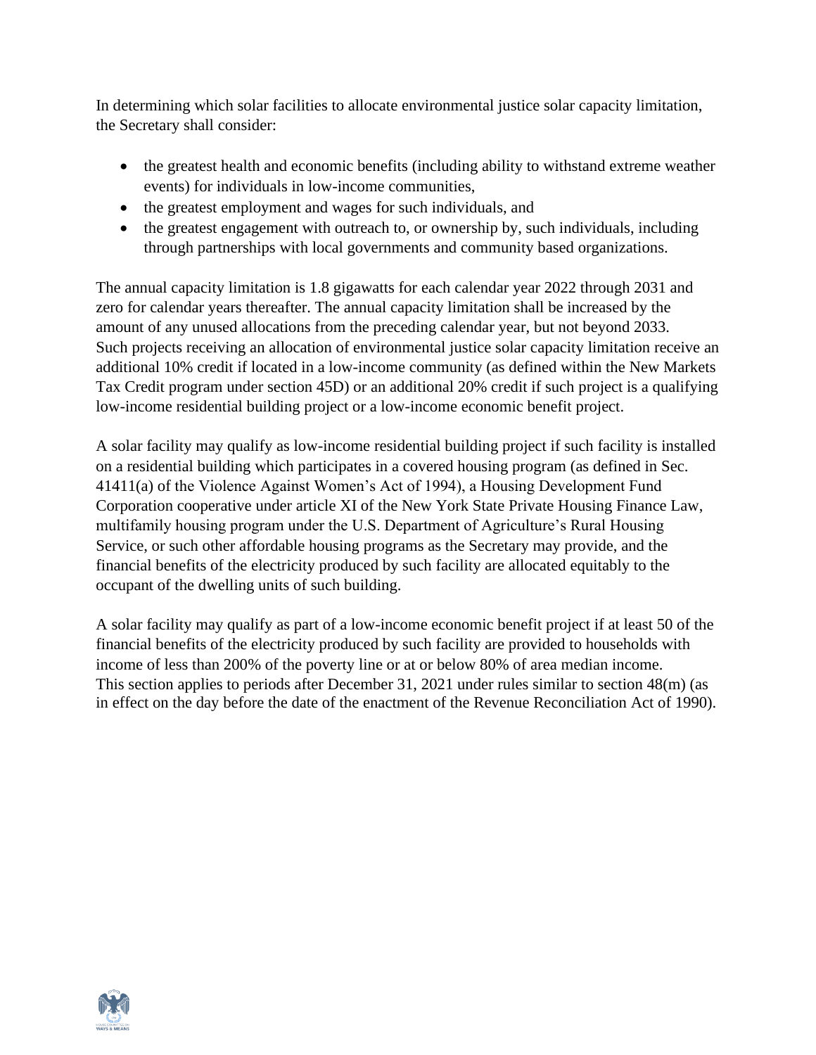In determining which solar facilities to allocate environmental justice solar capacity limitation, the Secretary shall consider:

- the greatest health and economic benefits (including ability to withstand extreme weather events) for individuals in low-income communities,
- the greatest employment and wages for such individuals, and
- the greatest engagement with outreach to, or ownership by, such individuals, including through partnerships with local governments and community based organizations.

The annual capacity limitation is 1.8 gigawatts for each calendar year 2022 through 2031 and zero for calendar years thereafter. The annual capacity limitation shall be increased by the amount of any unused allocations from the preceding calendar year, but not beyond 2033. Such projects receiving an allocation of environmental justice solar capacity limitation receive an additional 10% credit if located in a low-income community (as defined within the New Markets Tax Credit program under section 45D) or an additional 20% credit if such project is a qualifying low-income residential building project or a low-income economic benefit project.

A solar facility may qualify as low-income residential building project if such facility is installed on a residential building which participates in a covered housing program (as defined in Sec. 41411(a) of the Violence Against Women's Act of 1994), a Housing Development Fund Corporation cooperative under article XI of the New York State Private Housing Finance Law, multifamily housing program under the U.S. Department of Agriculture's Rural Housing Service, or such other affordable housing programs as the Secretary may provide, and the financial benefits of the electricity produced by such facility are allocated equitably to the occupant of the dwelling units of such building.

A solar facility may qualify as part of a low-income economic benefit project if at least 50 of the financial benefits of the electricity produced by such facility are provided to households with income of less than 200% of the poverty line or at or below 80% of area median income. This section applies to periods after December 31, 2021 under rules similar to section 48(m) (as in effect on the day before the date of the enactment of the Revenue Reconciliation Act of 1990).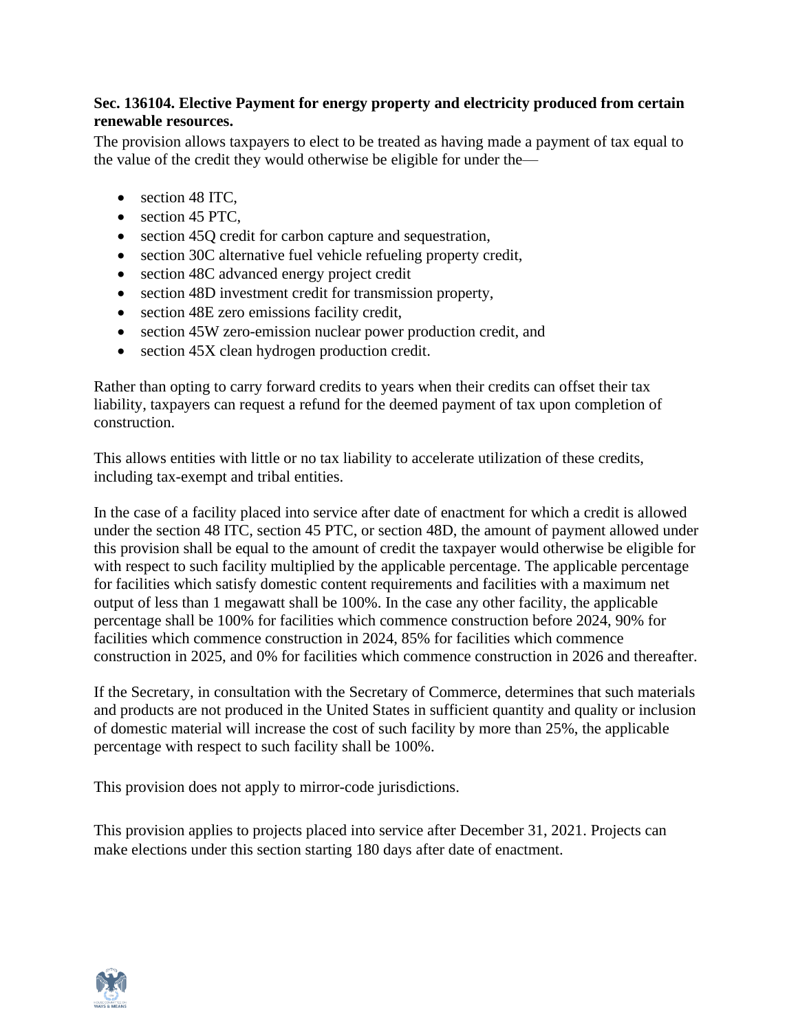**Sec. 136104. Elective Payment for energy property and electricity produced from certain renewable resources.**

The provision allows taxpayers to elect to be treated as having made a payment of tax equal to the value of the credit they would otherwise be eligible for under the—

- section 48 ITC,
- section 45 PTC,
- section 45Q credit for carbon capture and sequestration,
- section 30C alternative fuel vehicle refueling property credit,
- section 48C advanced energy project credit
- section 48D investment credit for transmission property,
- section 48E zero emissions facility credit,
- section 45W zero-emission nuclear power production credit, and
- section 45X clean hydrogen production credit.

Rather than opting to carry forward credits to years when their credits can offset their tax liability, taxpayers can request a refund for the deemed payment of tax upon completion of construction.

This allows entities with little or no tax liability to accelerate utilization of these credits, including tax-exempt and tribal entities.

In the case of a facility placed into service after date of enactment for which a credit is allowed under the section 48 ITC, section 45 PTC, or section 48D, the amount of payment allowed under this provision shall be equal to the amount of credit the taxpayer would otherwise be eligible for with respect to such facility multiplied by the applicable percentage. The applicable percentage for facilities which satisfy domestic content requirements and facilities with a maximum net output of less than 1 megawatt shall be 100%. In the case any other facility, the applicable percentage shall be 100% for facilities which commence construction before 2024, 90% for facilities which commence construction in 2024, 85% for facilities which commence construction in 2025, and 0% for facilities which commence construction in 2026 and thereafter.

If the Secretary, in consultation with the Secretary of Commerce, determines that such materials and products are not produced in the United States in sufficient quantity and quality or inclusion of domestic material will increase the cost of such facility by more than 25%, the applicable percentage with respect to such facility shall be 100%.

This provision does not apply to mirror-code jurisdictions.

This provision applies to projects placed into service after December 31, 2021. Projects can make elections under this section starting 180 days after date of enactment.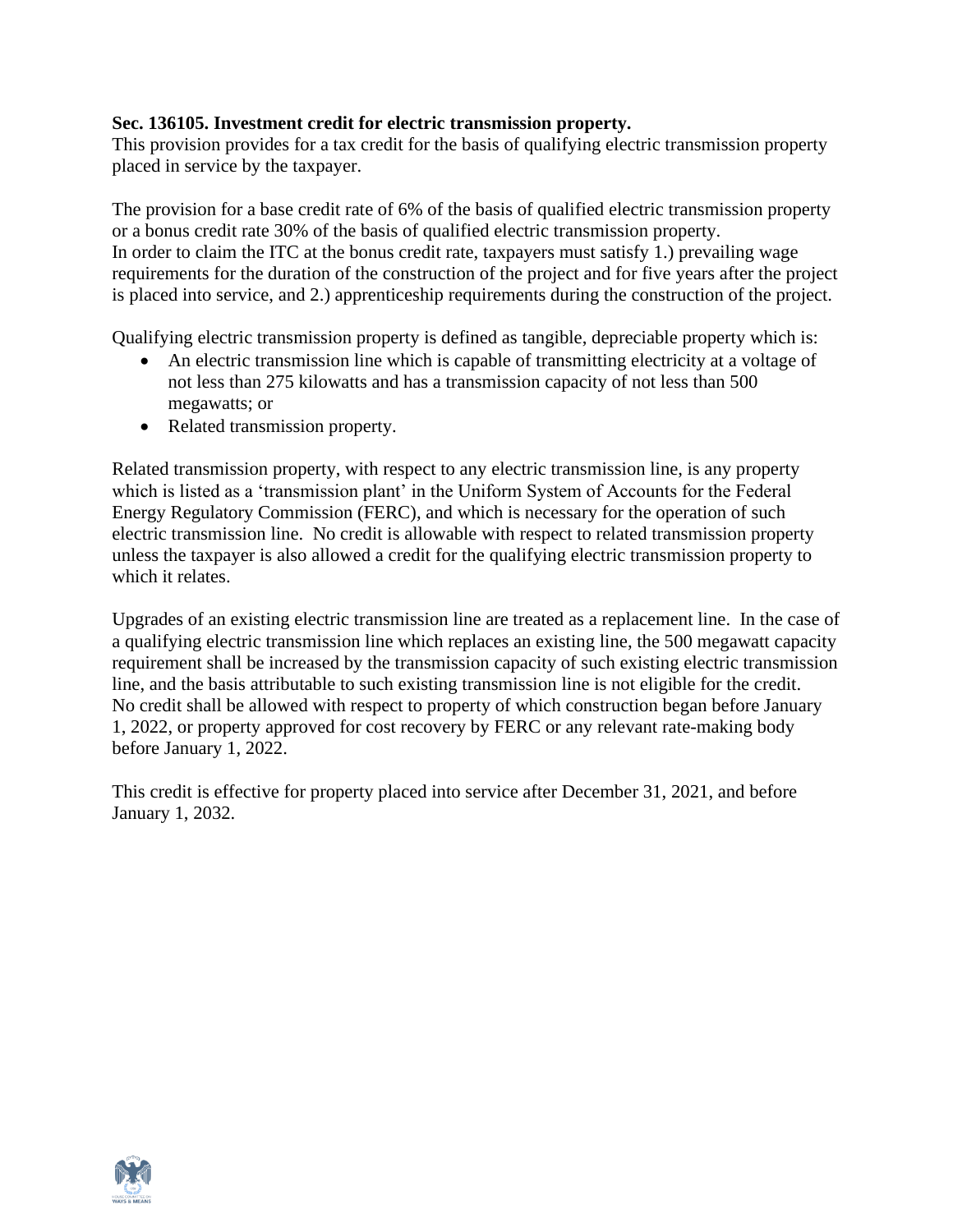**Sec. 136105. Investment credit for electric transmission property.**

This provision provides for a tax credit for the basis of qualifying electric transmission property placed in service by the taxpayer.

The provision for a base credit rate of 6% of the basis of qualified electric transmission property or a bonus credit rate 30% of the basis of qualified electric transmission property.
In order to claim the ITC at the bonus credit rate, taxpayers must satisfy 1.) prevailing wage requirements for the duration of the construction of the project and for five years after the project is placed into service, and 2.) apprenticeship requirements during the construction of the project.

Qualifying electric transmission property is defined as tangible, depreciable property which is:

- An electric transmission line which is capable of transmitting electricity at a voltage of not less than 275 kilowatts and has a transmission capacity of not less than 500 megawatts; or
- Related transmission property.

Related transmission property, with respect to any electric transmission line, is any property which is listed as a 'transmission plant' in the Uniform System of Accounts for the Federal Energy Regulatory Commission (FERC), and which is necessary for the operation of such electric transmission line. No credit is allowable with respect to related transmission property unless the taxpayer is also allowed a credit for the qualifying electric transmission property to which it relates.

Upgrades of an existing electric transmission line are treated as a replacement line. In the case of a qualifying electric transmission line which replaces an existing line, the 500 megawatt capacity requirement shall be increased by the transmission capacity of such existing electric transmission line, and the basis attributable to such existing transmission line is not eligible for the credit.
No credit shall be allowed with respect to property of which construction began before January 1, 2022, or property approved for cost recovery by FERC or any relevant rate-making body before January 1, 2022.

This credit is effective for property placed into service after December 31, 2021, and before January 1, 2032.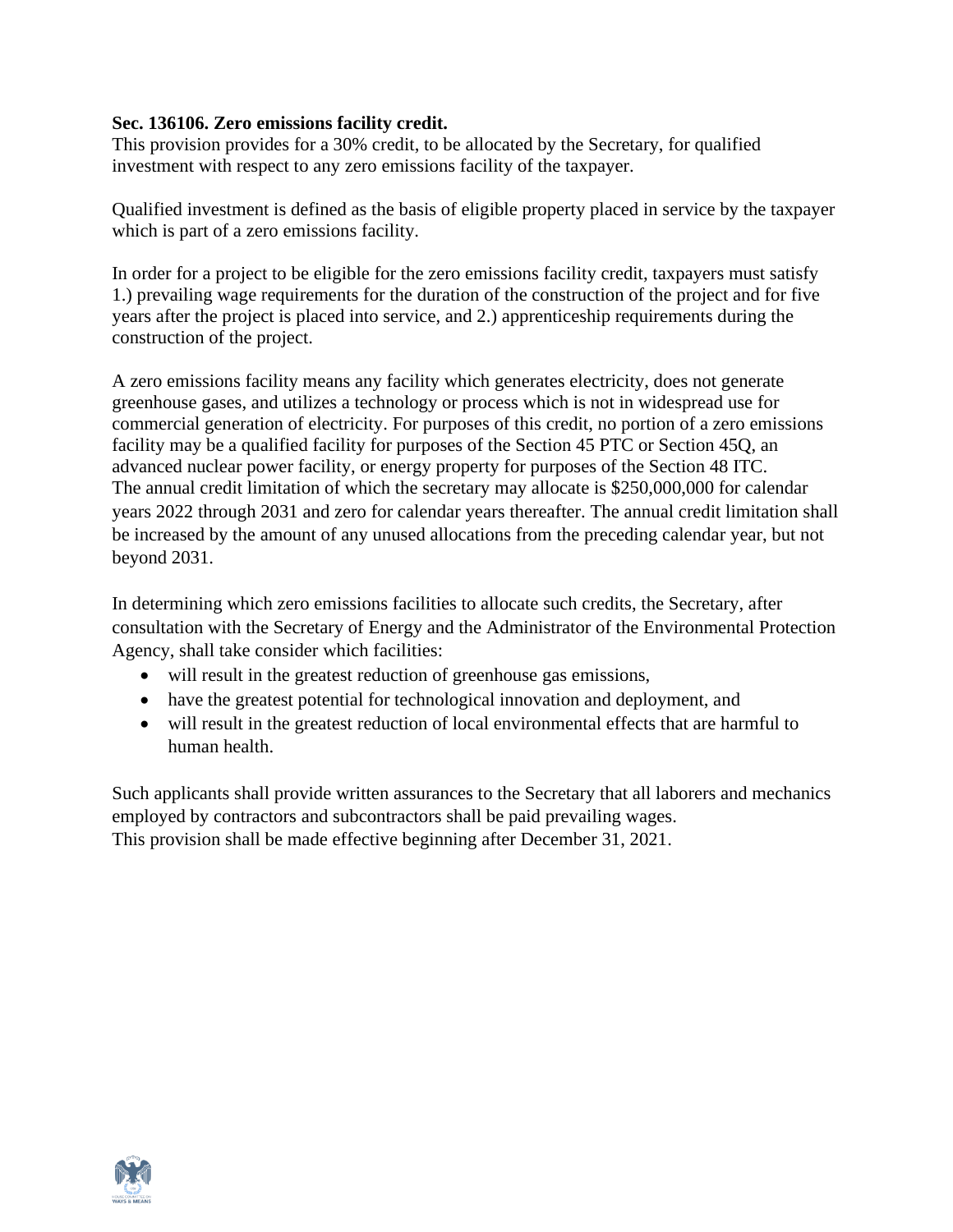**Sec. 136106. Zero emissions facility credit.**
This provision provides for a 30% credit, to be allocated by the Secretary, for qualified investment with respect to any zero emissions facility of the taxpayer.

Qualified investment is defined as the basis of eligible property placed in service by the taxpayer which is part of a zero emissions facility.

In order for a project to be eligible for the zero emissions facility credit, taxpayers must satisfy 1.) prevailing wage requirements for the duration of the construction of the project and for five years after the project is placed into service, and 2.) apprenticeship requirements during the construction of the project.

A zero emissions facility means any facility which generates electricity, does not generate greenhouse gases, and utilizes a technology or process which is not in widespread use for commercial generation of electricity. For purposes of this credit, no portion of a zero emissions facility may be a qualified facility for purposes of the Section 45 PTC or Section 45Q, an advanced nuclear power facility, or energy property for purposes of the Section 48 ITC. The annual credit limitation of which the secretary may allocate is $250,000,000 for calendar years 2022 through 2031 and zero for calendar years thereafter. The annual credit limitation shall be increased by the amount of any unused allocations from the preceding calendar year, but not beyond 2031.

In determining which zero emissions facilities to allocate such credits, the Secretary, after consultation with the Secretary of Energy and the Administrator of the Environmental Protection Agency, shall take consider which facilities:

- will result in the greatest reduction of greenhouse gas emissions,
- have the greatest potential for technological innovation and deployment, and
- will result in the greatest reduction of local environmental effects that are harmful to human health.

Such applicants shall provide written assurances to the Secretary that all laborers and mechanics employed by contractors and subcontractors shall be paid prevailing wages.
This provision shall be made effective beginning after December 31, 2021.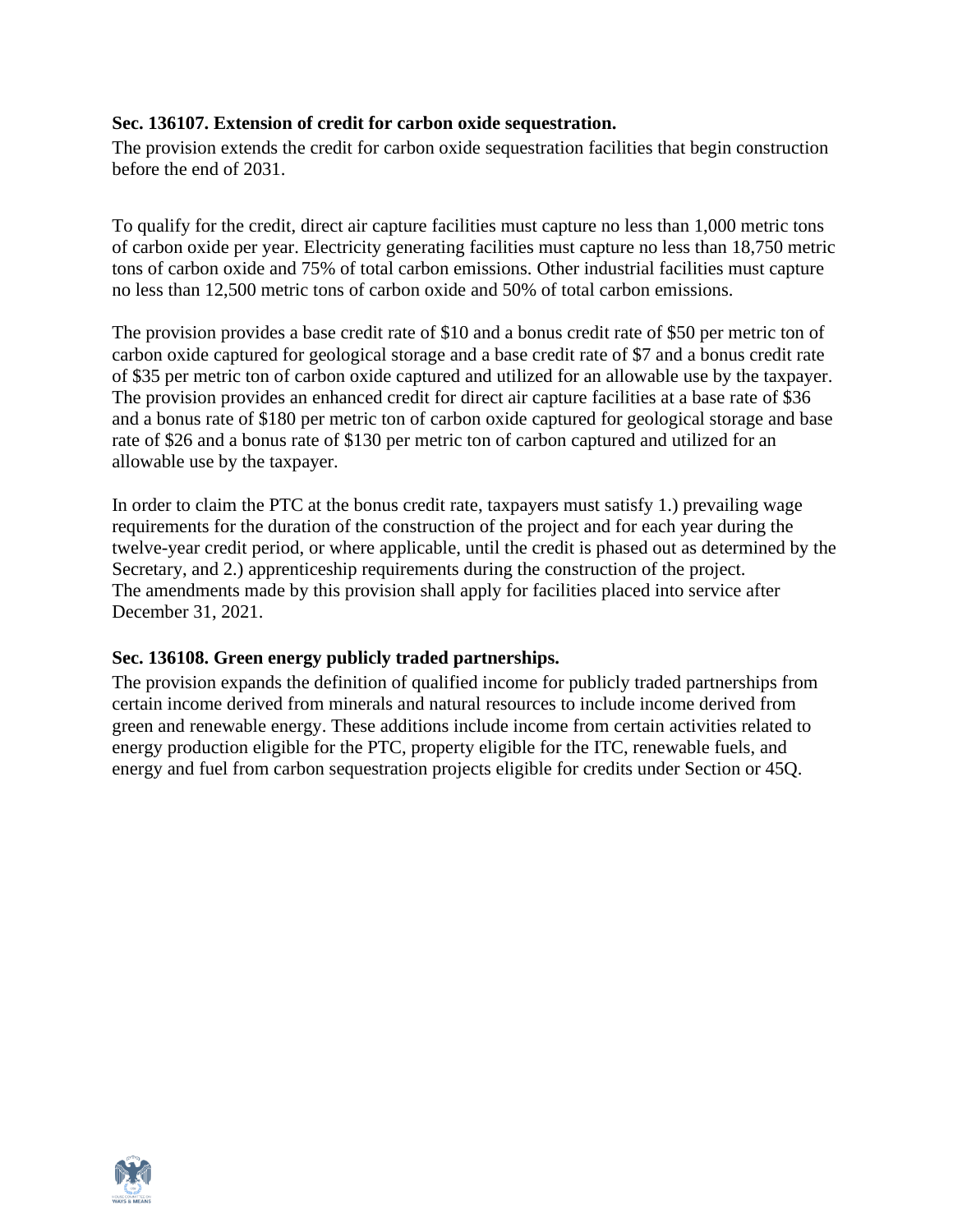**Sec. 136107. Extension of credit for carbon oxide sequestration.**

The provision extends the credit for carbon oxide sequestration facilities that begin construction before the end of 2031.

To qualify for the credit, direct air capture facilities must capture no less than 1,000 metric tons of carbon oxide per year. Electricity generating facilities must capture no less than 18,750 metric tons of carbon oxide and 75% of total carbon emissions. Other industrial facilities must capture no less than 12,500 metric tons of carbon oxide and 50% of total carbon emissions.

The provision provides a base credit rate of $10 and a bonus credit rate of $50 per metric ton of carbon oxide captured for geological storage and a base credit rate of $7 and a bonus credit rate of $35 per metric ton of carbon oxide captured and utilized for an allowable use by the taxpayer. The provision provides an enhanced credit for direct air capture facilities at a base rate of $36 and a bonus rate of $180 per metric ton of carbon oxide captured for geological storage and base rate of $26 and a bonus rate of $130 per metric ton of carbon captured and utilized for an allowable use by the taxpayer.

In order to claim the PTC at the bonus credit rate, taxpayers must satisfy 1.) prevailing wage requirements for the duration of the construction of the project and for each year during the twelve-year credit period, or where applicable, until the credit is phased out as determined by the Secretary, and 2.) apprenticeship requirements during the construction of the project. The amendments made by this provision shall apply for facilities placed into service after December 31, 2021.

**Sec. 136108. Green energy publicly traded partnerships.**

The provision expands the definition of qualified income for publicly traded partnerships from certain income derived from minerals and natural resources to include income derived from green and renewable energy. These additions include income from certain activities related to energy production eligible for the PTC, property eligible for the ITC, renewable fuels, and energy and fuel from carbon sequestration projects eligible for credits under Section or 45Q.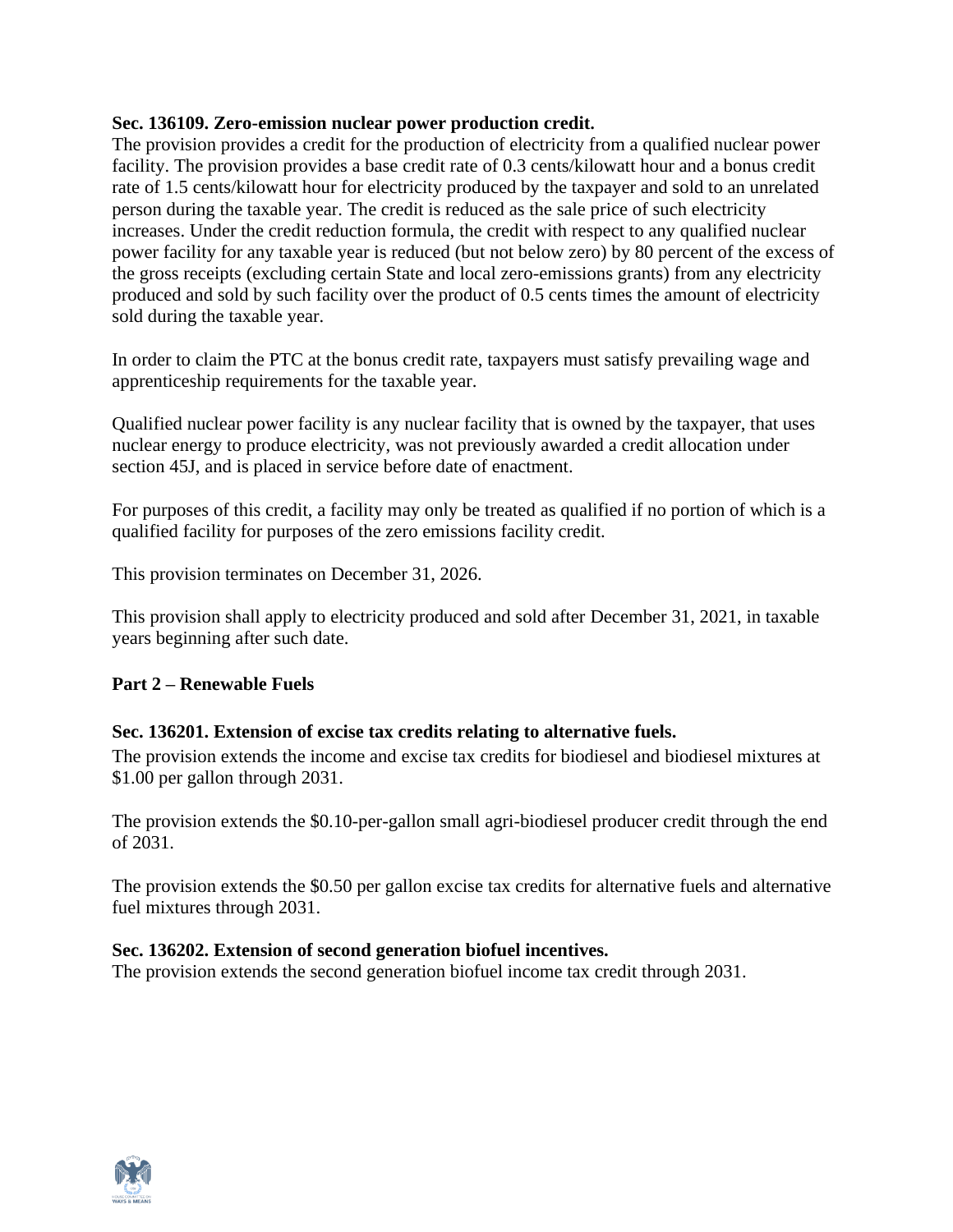**Sec. 136109. Zero-emission nuclear power production credit.**

The provision provides a credit for the production of electricity from a qualified nuclear power facility. The provision provides a base credit rate of 0.3 cents/kilowatt hour and a bonus credit rate of 1.5 cents/kilowatt hour for electricity produced by the taxpayer and sold to an unrelated person during the taxable year. The credit is reduced as the sale price of such electricity increases. Under the credit reduction formula, the credit with respect to any qualified nuclear power facility for any taxable year is reduced (but not below zero) by 80 percent of the excess of the gross receipts (excluding certain State and local zero-emissions grants) from any electricity produced and sold by such facility over the product of 0.5 cents times the amount of electricity sold during the taxable year.

In order to claim the PTC at the bonus credit rate, taxpayers must satisfy prevailing wage and apprenticeship requirements for the taxable year.

Qualified nuclear power facility is any nuclear facility that is owned by the taxpayer, that uses nuclear energy to produce electricity, was not previously awarded a credit allocation under section 45J, and is placed in service before date of enactment.

For purposes of this credit, a facility may only be treated as qualified if no portion of which is a qualified facility for purposes of the zero emissions facility credit.

This provision terminates on December 31, 2026.

This provision shall apply to electricity produced and sold after December 31, 2021, in taxable years beginning after such date.

## Part 2 – Renewable Fuels

**Sec. 136201. Extension of excise tax credits relating to alternative fuels.**

The provision extends the income and excise tax credits for biodiesel and biodiesel mixtures at $1.00 per gallon through 2031.

The provision extends the $0.10-per-gallon small agri-biodiesel producer credit through the end of 2031.

The provision extends the $0.50 per gallon excise tax credits for alternative fuels and alternative fuel mixtures through 2031.

**Sec. 136202. Extension of second generation biofuel incentives.**

The provision extends the second generation biofuel income tax credit through 2031.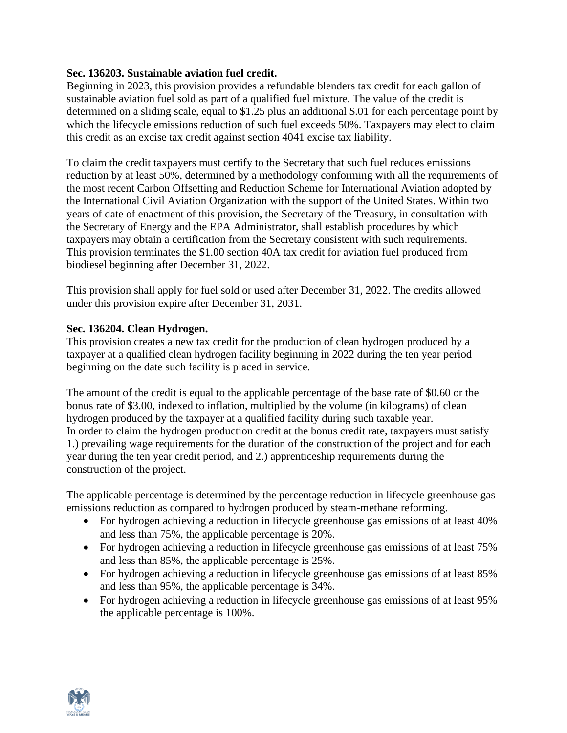**Sec. 136203. Sustainable aviation fuel credit.**

Beginning in 2023, this provision provides a refundable blenders tax credit for each gallon of sustainable aviation fuel sold as part of a qualified fuel mixture. The value of the credit is determined on a sliding scale, equal to $1.25 plus an additional $.01 for each percentage point by which the lifecycle emissions reduction of such fuel exceeds 50%. Taxpayers may elect to claim this credit as an excise tax credit against section 4041 excise tax liability.

To claim the credit taxpayers must certify to the Secretary that such fuel reduces emissions reduction by at least 50%, determined by a methodology conforming with all the requirements of the most recent Carbon Offsetting and Reduction Scheme for International Aviation adopted by the International Civil Aviation Organization with the support of the United States. Within two years of date of enactment of this provision, the Secretary of the Treasury, in consultation with the Secretary of Energy and the EPA Administrator, shall establish procedures by which taxpayers may obtain a certification from the Secretary consistent with such requirements. This provision terminates the $1.00 section 40A tax credit for aviation fuel produced from biodiesel beginning after December 31, 2022.

This provision shall apply for fuel sold or used after December 31, 2022. The credits allowed under this provision expire after December 31, 2031.

**Sec. 136204. Clean Hydrogen.**

This provision creates a new tax credit for the production of clean hydrogen produced by a taxpayer at a qualified clean hydrogen facility beginning in 2022 during the ten year period beginning on the date such facility is placed in service.

The amount of the credit is equal to the applicable percentage of the base rate of $0.60 or the bonus rate of $3.00, indexed to inflation, multiplied by the volume (in kilograms) of clean hydrogen produced by the taxpayer at a qualified facility during such taxable year. In order to claim the hydrogen production credit at the bonus credit rate, taxpayers must satisfy 1.) prevailing wage requirements for the duration of the construction of the project and for each year during the ten year credit period, and 2.) apprenticeship requirements during the construction of the project.

The applicable percentage is determined by the percentage reduction in lifecycle greenhouse gas emissions reduction as compared to hydrogen produced by steam-methane reforming.

- For hydrogen achieving a reduction in lifecycle greenhouse gas emissions of at least 40% and less than 75%, the applicable percentage is 20%.
- For hydrogen achieving a reduction in lifecycle greenhouse gas emissions of at least 75% and less than 85%, the applicable percentage is 25%.
- For hydrogen achieving a reduction in lifecycle greenhouse gas emissions of at least 85% and less than 95%, the applicable percentage is 34%.
- For hydrogen achieving a reduction in lifecycle greenhouse gas emissions of at least 95% the applicable percentage is 100%.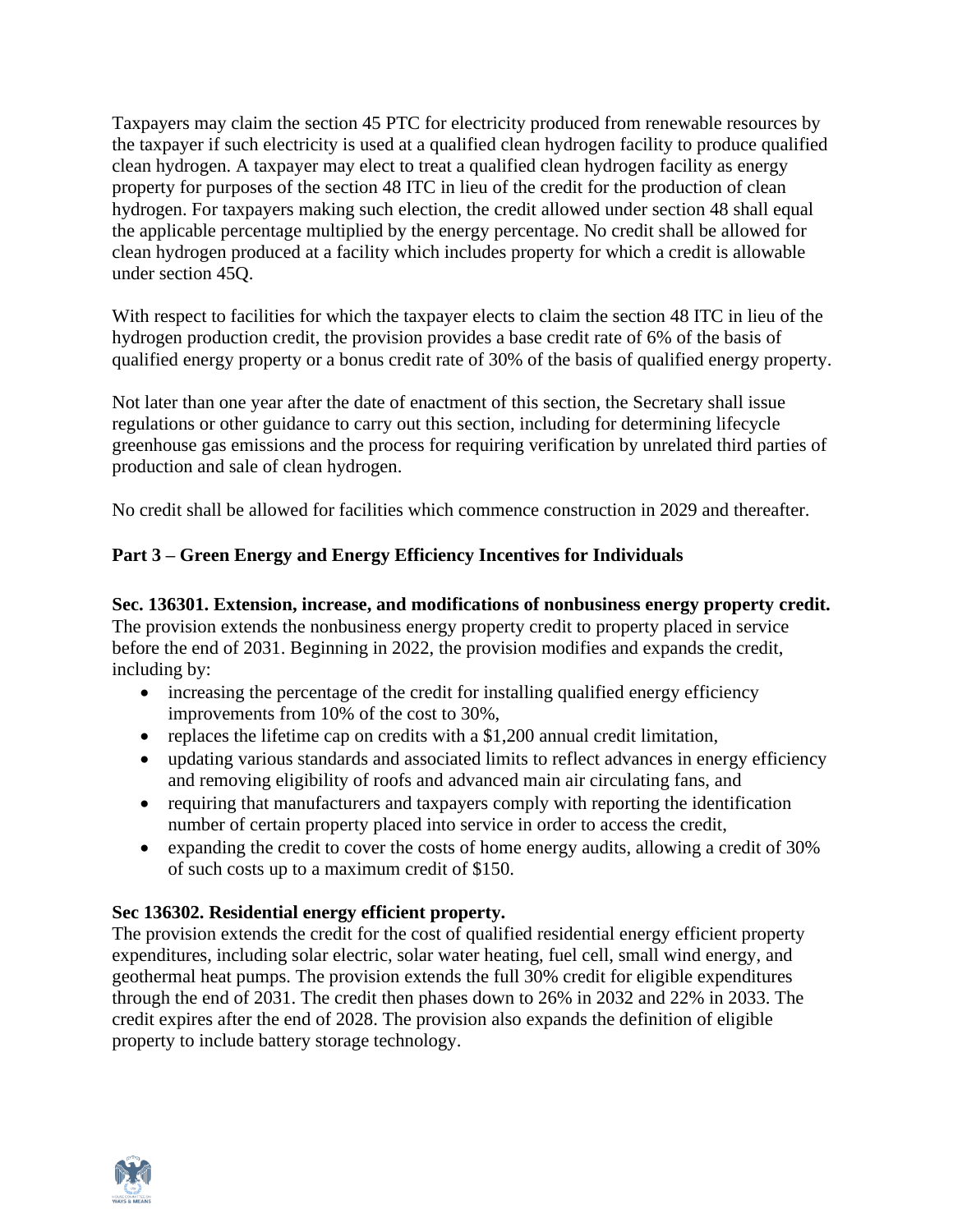Taxpayers may claim the section 45 PTC for electricity produced from renewable resources by the taxpayer if such electricity is used at a qualified clean hydrogen facility to produce qualified clean hydrogen. A taxpayer may elect to treat a qualified clean hydrogen facility as energy property for purposes of the section 48 ITC in lieu of the credit for the production of clean hydrogen. For taxpayers making such election, the credit allowed under section 48 shall equal the applicable percentage multiplied by the energy percentage. No credit shall be allowed for clean hydrogen produced at a facility which includes property for which a credit is allowable under section 45Q.

With respect to facilities for which the taxpayer elects to claim the section 48 ITC in lieu of the hydrogen production credit, the provision provides a base credit rate of 6% of the basis of qualified energy property or a bonus credit rate of 30% of the basis of qualified energy property.

Not later than one year after the date of enactment of this section, the Secretary shall issue regulations or other guidance to carry out this section, including for determining lifecycle greenhouse gas emissions and the process for requiring verification by unrelated third parties of production and sale of clean hydrogen.

No credit shall be allowed for facilities which commence construction in 2029 and thereafter.

### Part 3 – Green Energy and Energy Efficiency Incentives for Individuals

**Sec. 136301. Extension, increase, and modifications of nonbusiness energy property credit.**
The provision extends the nonbusiness energy property credit to property placed in service before the end of 2031. Beginning in 2022, the provision modifies and expands the credit, including by:

- increasing the percentage of the credit for installing qualified energy efficiency improvements from 10% of the cost to 30%,
- replaces the lifetime cap on credits with a $1,200 annual credit limitation,
- updating various standards and associated limits to reflect advances in energy efficiency and removing eligibility of roofs and advanced main air circulating fans, and
- requiring that manufacturers and taxpayers comply with reporting the identification number of certain property placed into service in order to access the credit,
- expanding the credit to cover the costs of home energy audits, allowing a credit of 30% of such costs up to a maximum credit of $150.

**Sec 136302. Residential energy efficient property.**
The provision extends the credit for the cost of qualified residential energy efficient property expenditures, including solar electric, solar water heating, fuel cell, small wind energy, and geothermal heat pumps. The provision extends the full 30% credit for eligible expenditures through the end of 2031. The credit then phases down to 26% in 2032 and 22% in 2033. The credit expires after the end of 2028. The provision also expands the definition of eligible property to include battery storage technology.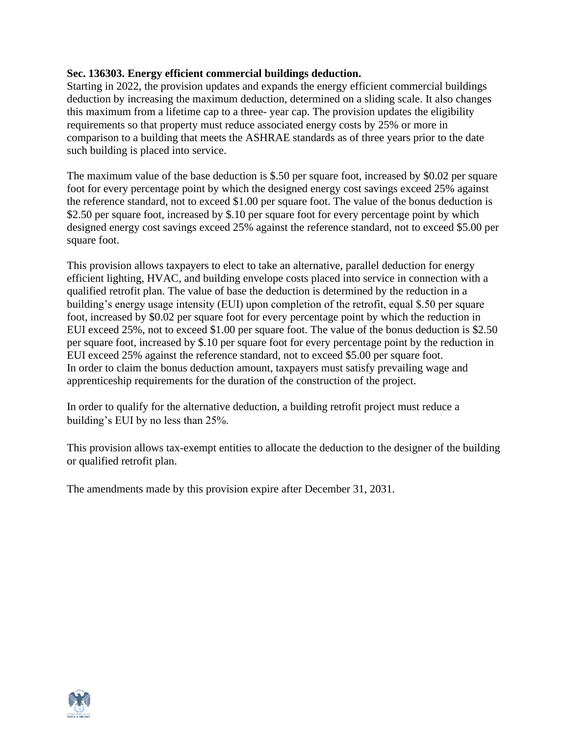**Sec. 136303. Energy efficient commercial buildings deduction.**
Starting in 2022, the provision updates and expands the energy efficient commercial buildings deduction by increasing the maximum deduction, determined on a sliding scale. It also changes this maximum from a lifetime cap to a three- year cap. The provision updates the eligibility requirements so that property must reduce associated energy costs by 25% or more in comparison to a building that meets the ASHRAE standards as of three years prior to the date such building is placed into service.

The maximum value of the base deduction is $.50 per square foot, increased by $0.02 per square foot for every percentage point by which the designed energy cost savings exceed 25% against the reference standard, not to exceed $1.00 per square foot. The value of the bonus deduction is $2.50 per square foot, increased by $.10 per square foot for every percentage point by which designed energy cost savings exceed 25% against the reference standard, not to exceed $5.00 per square foot.

This provision allows taxpayers to elect to take an alternative, parallel deduction for energy efficient lighting, HVAC, and building envelope costs placed into service in connection with a qualified retrofit plan. The value of base the deduction is determined by the reduction in a building's energy usage intensity (EUI) upon completion of the retrofit, equal $.50 per square foot, increased by $0.02 per square foot for every percentage point by which the reduction in EUI exceed 25%, not to exceed $1.00 per square foot. The value of the bonus deduction is $2.50 per square foot, increased by $.10 per square foot for every percentage point by the reduction in EUI exceed 25% against the reference standard, not to exceed $5.00 per square foot.
In order to claim the bonus deduction amount, taxpayers must satisfy prevailing wage and apprenticeship requirements for the duration of the construction of the project.

In order to qualify for the alternative deduction, a building retrofit project must reduce a building's EUI by no less than 25%.

This provision allows tax-exempt entities to allocate the deduction to the designer of the building or qualified retrofit plan.

The amendments made by this provision expire after December 31, 2031.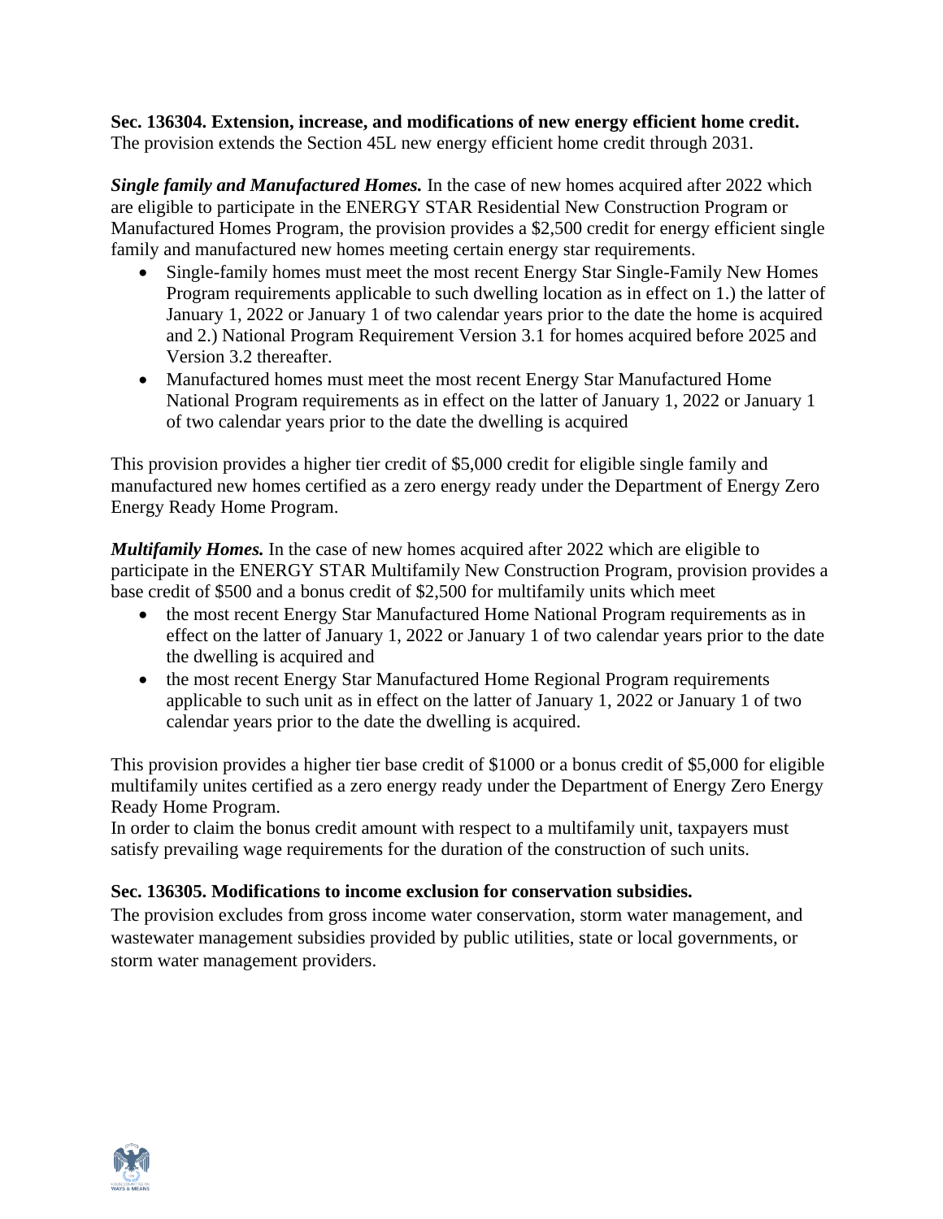**Sec. 136304. Extension, increase, and modifications of new energy efficient home credit.**
The provision extends the Section 45L new energy efficient home credit through 2031.

***Single family and Manufactured Homes.*** In the case of new homes acquired after 2022 which are eligible to participate in the ENERGY STAR Residential New Construction Program or Manufactured Homes Program, the provision provides a $2,500 credit for energy efficient single family and manufactured new homes meeting certain energy star requirements.

- Single-family homes must meet the most recent Energy Star Single-Family New Homes Program requirements applicable to such dwelling location as in effect on 1.) the latter of January 1, 2022 or January 1 of two calendar years prior to the date the home is acquired and 2.) National Program Requirement Version 3.1 for homes acquired before 2025 and Version 3.2 thereafter.
- Manufactured homes must meet the most recent Energy Star Manufactured Home National Program requirements as in effect on the latter of January 1, 2022 or January 1 of two calendar years prior to the date the dwelling is acquired

This provision provides a higher tier credit of $5,000 credit for eligible single family and manufactured new homes certified as a zero energy ready under the Department of Energy Zero Energy Ready Home Program.

***Multifamily Homes.*** In the case of new homes acquired after 2022 which are eligible to participate in the ENERGY STAR Multifamily New Construction Program, provision provides a base credit of $500 and a bonus credit of $2,500 for multifamily units which meet

- the most recent Energy Star Manufactured Home National Program requirements as in effect on the latter of January 1, 2022 or January 1 of two calendar years prior to the date the dwelling is acquired and
- the most recent Energy Star Manufactured Home Regional Program requirements applicable to such unit as in effect on the latter of January 1, 2022 or January 1 of two calendar years prior to the date the dwelling is acquired.

This provision provides a higher tier base credit of $1000 or a bonus credit of $5,000 for eligible multifamily unites certified as a zero energy ready under the Department of Energy Zero Energy Ready Home Program.
In order to claim the bonus credit amount with respect to a multifamily unit, taxpayers must satisfy prevailing wage requirements for the duration of the construction of such units.

**Sec. 136305. Modifications to income exclusion for conservation subsidies.**
The provision excludes from gross income water conservation, storm water management, and wastewater management subsidies provided by public utilities, state or local governments, or storm water management providers.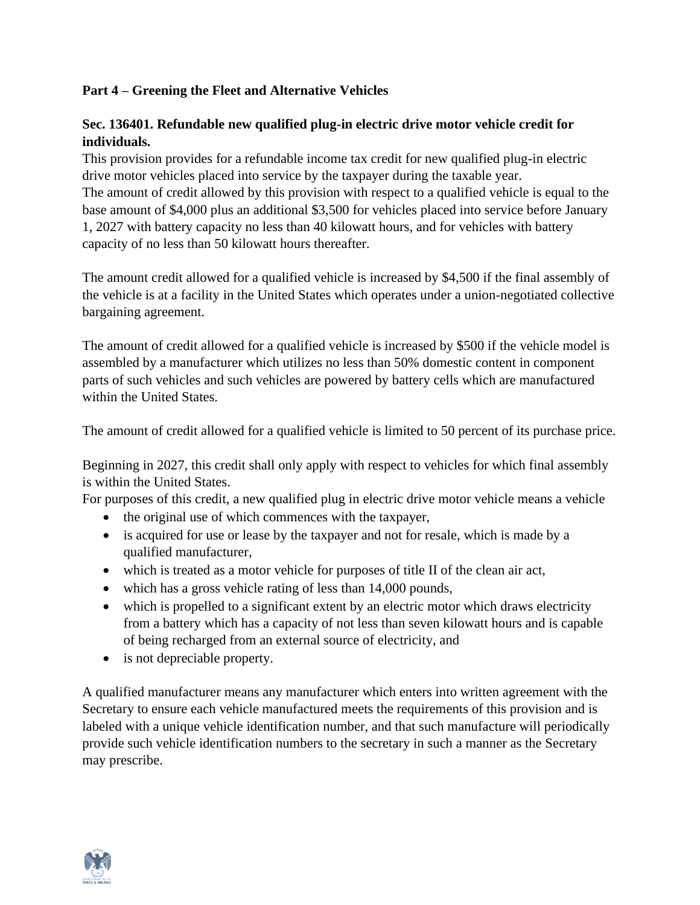**Part 4 – Greening the Fleet and Alternative Vehicles**

**Sec. 136401. Refundable new qualified plug-in electric drive motor vehicle credit for individuals.**

This provision provides for a refundable income tax credit for new qualified plug-in electric drive motor vehicles placed into service by the taxpayer during the taxable year.

The amount of credit allowed by this provision with respect to a qualified vehicle is equal to the base amount of $4,000 plus an additional $3,500 for vehicles placed into service before January 1, 2027 with battery capacity no less than 40 kilowatt hours, and for vehicles with battery capacity of no less than 50 kilowatt hours thereafter.

The amount credit allowed for a qualified vehicle is increased by $4,500 if the final assembly of the vehicle is at a facility in the United States which operates under a union-negotiated collective bargaining agreement.

The amount of credit allowed for a qualified vehicle is increased by $500 if the vehicle model is assembled by a manufacturer which utilizes no less than 50% domestic content in component parts of such vehicles and such vehicles are powered by battery cells which are manufactured within the United States.

The amount of credit allowed for a qualified vehicle is limited to 50 percent of its purchase price.

Beginning in 2027, this credit shall only apply with respect to vehicles for which final assembly is within the United States.

For purposes of this credit, a new qualified plug in electric drive motor vehicle means a vehicle

- the original use of which commences with the taxpayer,
- is acquired for use or lease by the taxpayer and not for resale, which is made by a qualified manufacturer,
- which is treated as a motor vehicle for purposes of title II of the clean air act,
- which has a gross vehicle rating of less than 14,000 pounds,
- which is propelled to a significant extent by an electric motor which draws electricity from a battery which has a capacity of not less than seven kilowatt hours and is capable of being recharged from an external source of electricity, and
- is not depreciable property.

A qualified manufacturer means any manufacturer which enters into written agreement with the Secretary to ensure each vehicle manufactured meets the requirements of this provision and is labeled with a unique vehicle identification number, and that such manufacture will periodically provide such vehicle identification numbers to the secretary in such a manner as the Secretary may prescribe.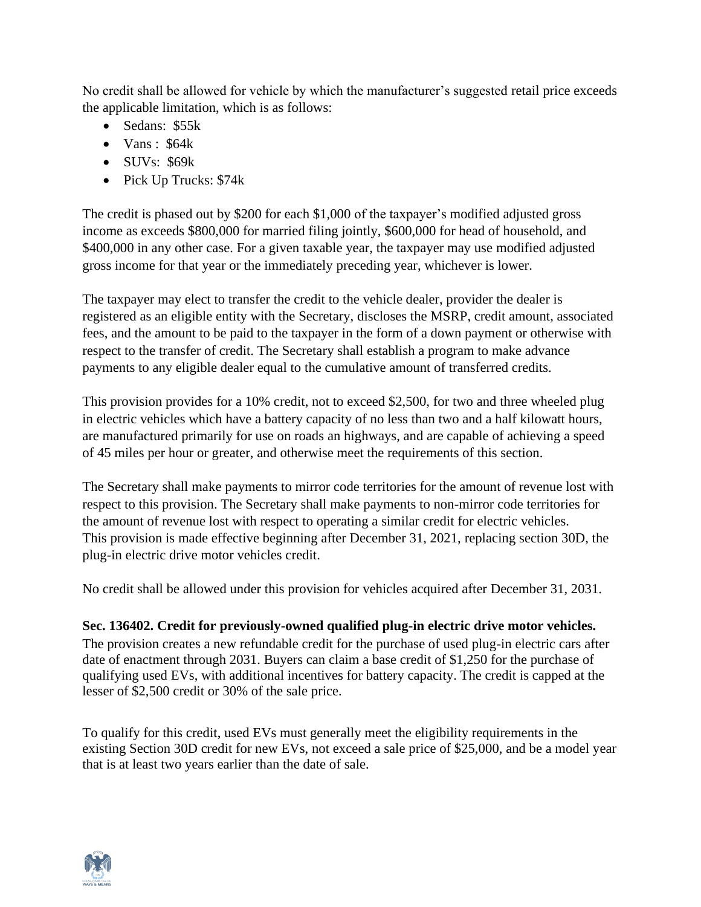No credit shall be allowed for vehicle by which the manufacturer's suggested retail price exceeds the applicable limitation, which is as follows:

- Sedans: $55k
- Vans : $64k
- SUVs: $69k
- Pick Up Trucks: $74k

The credit is phased out by $200 for each $1,000 of the taxpayer's modified adjusted gross income as exceeds $800,000 for married filing jointly, $600,000 for head of household, and $400,000 in any other case. For a given taxable year, the taxpayer may use modified adjusted gross income for that year or the immediately preceding year, whichever is lower.

The taxpayer may elect to transfer the credit to the vehicle dealer, provider the dealer is registered as an eligible entity with the Secretary, discloses the MSRP, credit amount, associated fees, and the amount to be paid to the taxpayer in the form of a down payment or otherwise with respect to the transfer of credit. The Secretary shall establish a program to make advance payments to any eligible dealer equal to the cumulative amount of transferred credits.

This provision provides for a 10% credit, not to exceed $2,500, for two and three wheeled plug in electric vehicles which have a battery capacity of no less than two and a half kilowatt hours, are manufactured primarily for use on roads an highways, and are capable of achieving a speed of 45 miles per hour or greater, and otherwise meet the requirements of this section.

The Secretary shall make payments to mirror code territories for the amount of revenue lost with respect to this provision. The Secretary shall make payments to non-mirror code territories for the amount of revenue lost with respect to operating a similar credit for electric vehicles. This provision is made effective beginning after December 31, 2021, replacing section 30D, the plug-in electric drive motor vehicles credit.

No credit shall be allowed under this provision for vehicles acquired after December 31, 2031.

**Sec. 136402. Credit for previously-owned qualified plug-in electric drive motor vehicles.**
The provision creates a new refundable credit for the purchase of used plug-in electric cars after date of enactment through 2031. Buyers can claim a base credit of $1,250 for the purchase of qualifying used EVs, with additional incentives for battery capacity. The credit is capped at the lesser of $2,500 credit or 30% of the sale price.

To qualify for this credit, used EVs must generally meet the eligibility requirements in the existing Section 30D credit for new EVs, not exceed a sale price of $25,000, and be a model year that is at least two years earlier than the date of sale.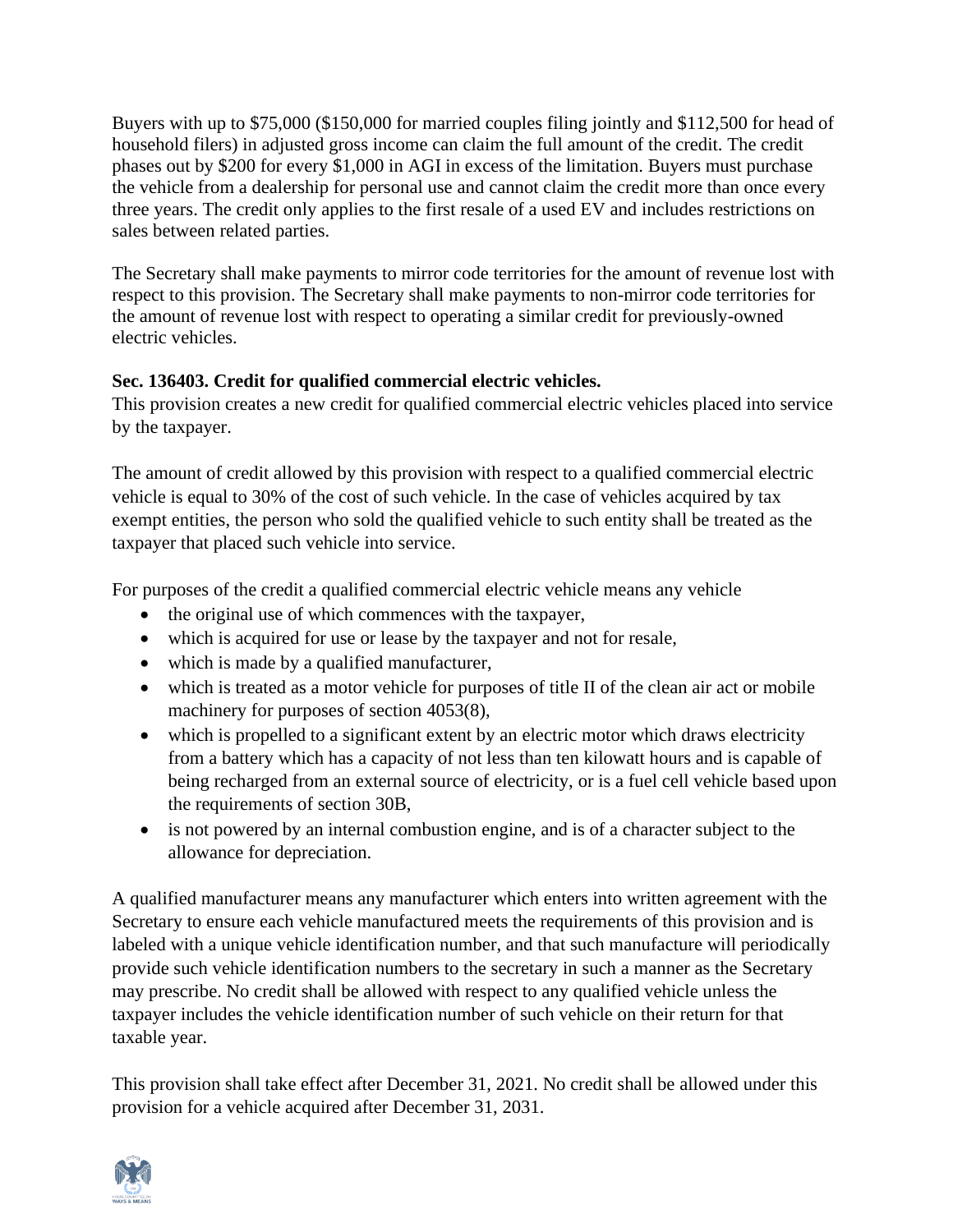Buyers with up to $75,000 ($150,000 for married couples filing jointly and $112,500 for head of household filers) in adjusted gross income can claim the full amount of the credit. The credit phases out by $200 for every $1,000 in AGI in excess of the limitation. Buyers must purchase the vehicle from a dealership for personal use and cannot claim the credit more than once every three years. The credit only applies to the first resale of a used EV and includes restrictions on sales between related parties.

The Secretary shall make payments to mirror code territories for the amount of revenue lost with respect to this provision. The Secretary shall make payments to non-mirror code territories for the amount of revenue lost with respect to operating a similar credit for previously-owned electric vehicles.

**Sec. 136403. Credit for qualified commercial electric vehicles.**

This provision creates a new credit for qualified commercial electric vehicles placed into service by the taxpayer.

The amount of credit allowed by this provision with respect to a qualified commercial electric vehicle is equal to 30% of the cost of such vehicle. In the case of vehicles acquired by tax exempt entities, the person who sold the qualified vehicle to such entity shall be treated as the taxpayer that placed such vehicle into service.

For purposes of the credit a qualified commercial electric vehicle means any vehicle

- the original use of which commences with the taxpayer,
- which is acquired for use or lease by the taxpayer and not for resale,
- which is made by a qualified manufacturer,
- which is treated as a motor vehicle for purposes of title II of the clean air act or mobile machinery for purposes of section 4053(8),
- which is propelled to a significant extent by an electric motor which draws electricity from a battery which has a capacity of not less than ten kilowatt hours and is capable of being recharged from an external source of electricity, or is a fuel cell vehicle based upon the requirements of section 30B,
- is not powered by an internal combustion engine, and is of a character subject to the allowance for depreciation.

A qualified manufacturer means any manufacturer which enters into written agreement with the Secretary to ensure each vehicle manufactured meets the requirements of this provision and is labeled with a unique vehicle identification number, and that such manufacture will periodically provide such vehicle identification numbers to the secretary in such a manner as the Secretary may prescribe. No credit shall be allowed with respect to any qualified vehicle unless the taxpayer includes the vehicle identification number of such vehicle on their return for that taxable year.

This provision shall take effect after December 31, 2021. No credit shall be allowed under this provision for a vehicle acquired after December 31, 2031.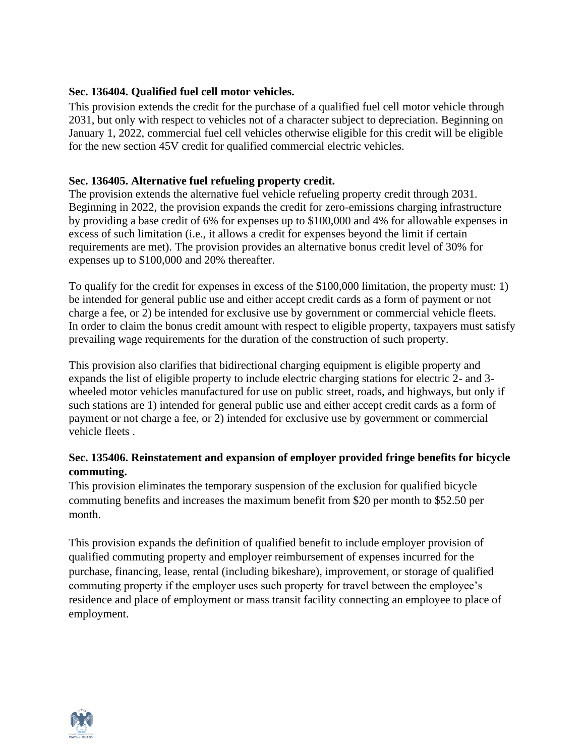**Sec. 136404. Qualified fuel cell motor vehicles.**

This provision extends the credit for the purchase of a qualified fuel cell motor vehicle through 2031, but only with respect to vehicles not of a character subject to depreciation. Beginning on January 1, 2022, commercial fuel cell vehicles otherwise eligible for this credit will be eligible for the new section 45V credit for qualified commercial electric vehicles.

**Sec. 136405. Alternative fuel refueling property credit.**

The provision extends the alternative fuel vehicle refueling property credit through 2031. Beginning in 2022, the provision expands the credit for zero-emissions charging infrastructure by providing a base credit of 6% for expenses up to $100,000 and 4% for allowable expenses in excess of such limitation (i.e., it allows a credit for expenses beyond the limit if certain requirements are met). The provision provides an alternative bonus credit level of 30% for expenses up to $100,000 and 20% thereafter.

To qualify for the credit for expenses in excess of the $100,000 limitation, the property must: 1) be intended for general public use and either accept credit cards as a form of payment or not charge a fee, or 2) be intended for exclusive use by government or commercial vehicle fleets. In order to claim the bonus credit amount with respect to eligible property, taxpayers must satisfy prevailing wage requirements for the duration of the construction of such property.

This provision also clarifies that bidirectional charging equipment is eligible property and expands the list of eligible property to include electric charging stations for electric 2- and 3-wheeled motor vehicles manufactured for use on public street, roads, and highways, but only if such stations are 1) intended for general public use and either accept credit cards as a form of payment or not charge a fee, or 2) intended for exclusive use by government or commercial vehicle fleets .

**Sec. 135406. Reinstatement and expansion of employer provided fringe benefits for bicycle commuting.**

This provision eliminates the temporary suspension of the exclusion for qualified bicycle commuting benefits and increases the maximum benefit from $20 per month to $52.50 per month.

This provision expands the definition of qualified benefit to include employer provision of qualified commuting property and employer reimbursement of expenses incurred for the purchase, financing, lease, rental (including bikeshare), improvement, or storage of qualified commuting property if the employer uses such property for travel between the employee's residence and place of employment or mass transit facility connecting an employee to place of employment.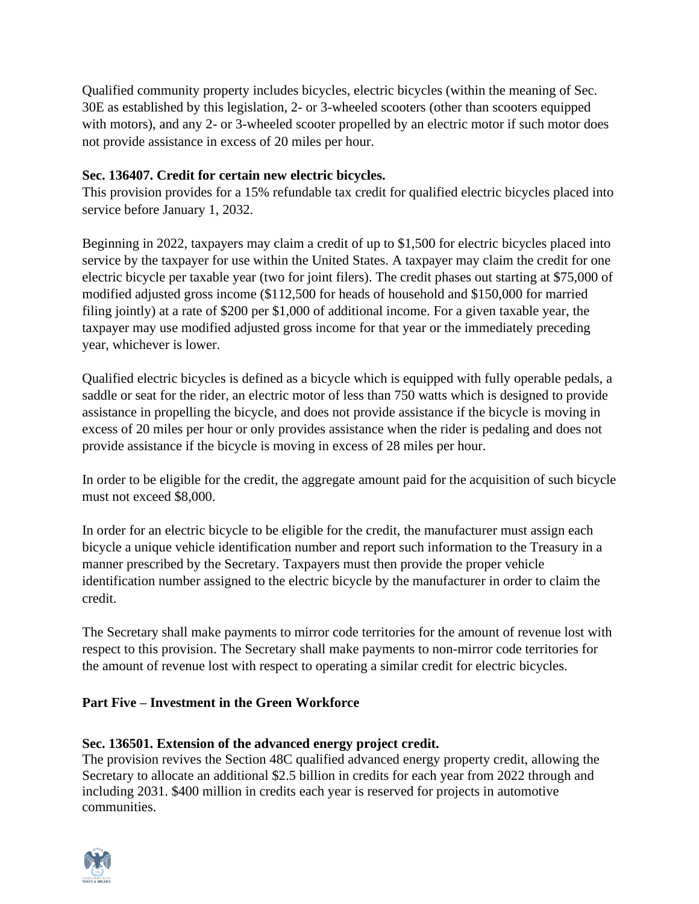Qualified community property includes bicycles, electric bicycles (within the meaning of Sec. 30E as established by this legislation, 2- or 3-wheeled scooters (other than scooters equipped with motors), and any 2- or 3-wheeled scooter propelled by an electric motor if such motor does not provide assistance in excess of 20 miles per hour.

**Sec. 136407. Credit for certain new electric bicycles.**
This provision provides for a 15% refundable tax credit for qualified electric bicycles placed into service before January 1, 2032.

Beginning in 2022, taxpayers may claim a credit of up to $1,500 for electric bicycles placed into service by the taxpayer for use within the United States. A taxpayer may claim the credit for one electric bicycle per taxable year (two for joint filers). The credit phases out starting at $75,000 of modified adjusted gross income ($112,500 for heads of household and $150,000 for married filing jointly) at a rate of $200 per $1,000 of additional income. For a given taxable year, the taxpayer may use modified adjusted gross income for that year or the immediately preceding year, whichever is lower.

Qualified electric bicycles is defined as a bicycle which is equipped with fully operable pedals, a saddle or seat for the rider, an electric motor of less than 750 watts which is designed to provide assistance in propelling the bicycle, and does not provide assistance if the bicycle is moving in excess of 20 miles per hour or only provides assistance when the rider is pedaling and does not provide assistance if the bicycle is moving in excess of 28 miles per hour.

In order to be eligible for the credit, the aggregate amount paid for the acquisition of such bicycle must not exceed $8,000.

In order for an electric bicycle to be eligible for the credit, the manufacturer must assign each bicycle a unique vehicle identification number and report such information to the Treasury in a manner prescribed by the Secretary. Taxpayers must then provide the proper vehicle identification number assigned to the electric bicycle by the manufacturer in order to claim the credit.

The Secretary shall make payments to mirror code territories for the amount of revenue lost with respect to this provision. The Secretary shall make payments to non-mirror code territories for the amount of revenue lost with respect to operating a similar credit for electric bicycles.

**Part Five – Investment in the Green Workforce**

**Sec. 136501. Extension of the advanced energy project credit.**
The provision revives the Section 48C qualified advanced energy property credit, allowing the Secretary to allocate an additional $2.5 billion in credits for each year from 2022 through and including 2031. $400 million in credits each year is reserved for projects in automotive communities.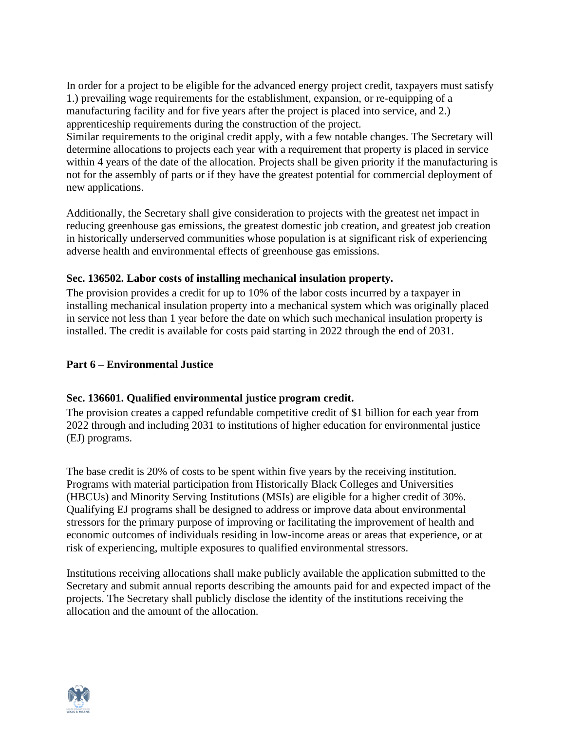In order for a project to be eligible for the advanced energy project credit, taxpayers must satisfy 1.) prevailing wage requirements for the establishment, expansion, or re-equipping of a manufacturing facility and for five years after the project is placed into service, and 2.) apprenticeship requirements during the construction of the project.

Similar requirements to the original credit apply, with a few notable changes. The Secretary will determine allocations to projects each year with a requirement that property is placed in service within 4 years of the date of the allocation. Projects shall be given priority if the manufacturing is not for the assembly of parts or if they have the greatest potential for commercial deployment of new applications.

Additionally, the Secretary shall give consideration to projects with the greatest net impact in reducing greenhouse gas emissions, the greatest domestic job creation, and greatest job creation in historically underserved communities whose population is at significant risk of experiencing adverse health and environmental effects of greenhouse gas emissions.

**Sec. 136502. Labor costs of installing mechanical insulation property.**

The provision provides a credit for up to 10% of the labor costs incurred by a taxpayer in installing mechanical insulation property into a mechanical system which was originally placed in service not less than 1 year before the date on which such mechanical insulation property is installed. The credit is available for costs paid starting in 2022 through the end of 2031.

## Part 6 – Environmental Justice

**Sec. 136601. Qualified environmental justice program credit.**

The provision creates a capped refundable competitive credit of $1 billion for each year from 2022 through and including 2031 to institutions of higher education for environmental justice (EJ) programs.

The base credit is 20% of costs to be spent within five years by the receiving institution. Programs with material participation from Historically Black Colleges and Universities (HBCUs) and Minority Serving Institutions (MSIs) are eligible for a higher credit of 30%. Qualifying EJ programs shall be designed to address or improve data about environmental stressors for the primary purpose of improving or facilitating the improvement of health and economic outcomes of individuals residing in low-income areas or areas that experience, or at risk of experiencing, multiple exposures to qualified environmental stressors.

Institutions receiving allocations shall make publicly available the application submitted to the Secretary and submit annual reports describing the amounts paid for and expected impact of the projects. The Secretary shall publicly disclose the identity of the institutions receiving the allocation and the amount of the allocation.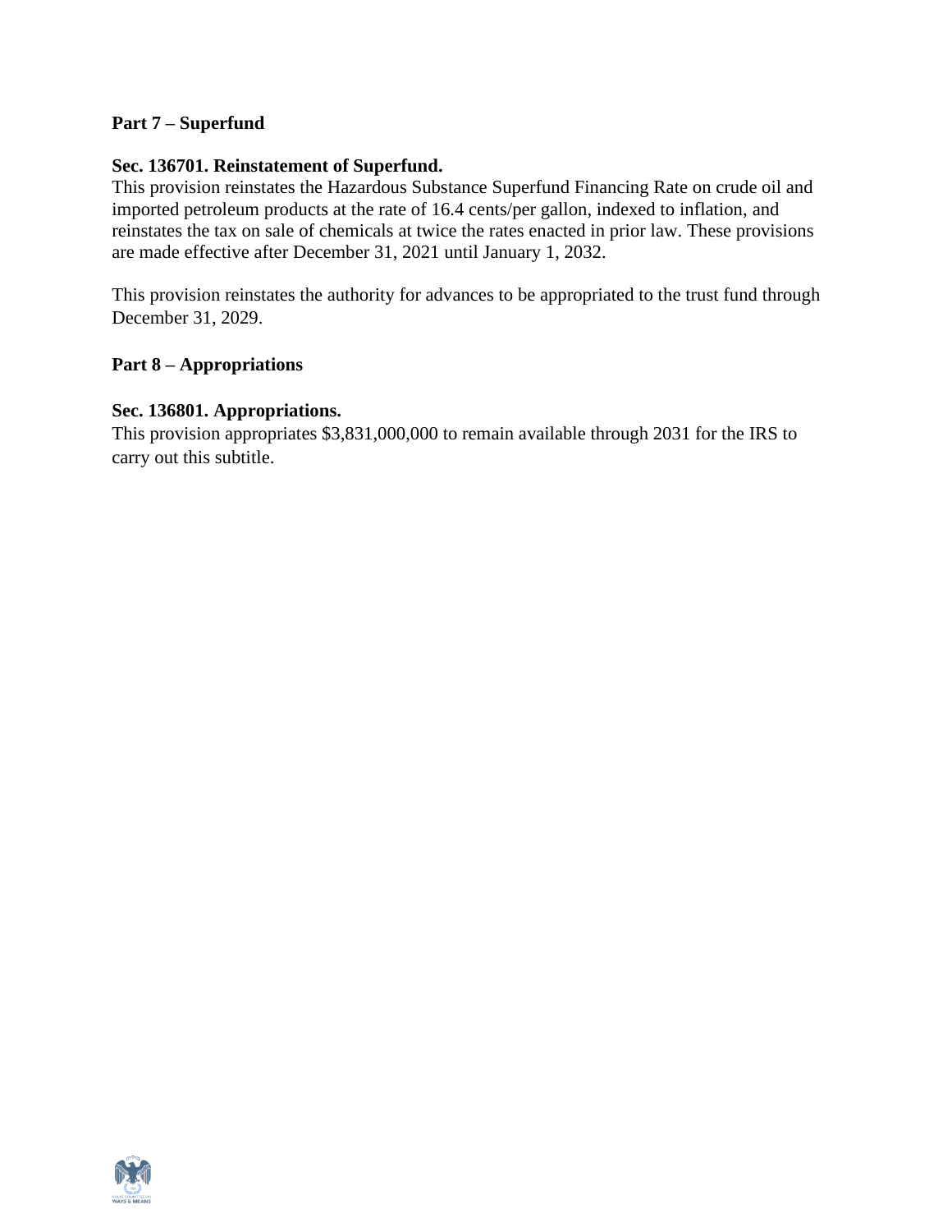**Part 7 – Superfund**

**Sec. 136701. Reinstatement of Superfund.**

This provision reinstates the Hazardous Substance Superfund Financing Rate on crude oil and imported petroleum products at the rate of 16.4 cents/per gallon, indexed to inflation, and reinstates the tax on sale of chemicals at twice the rates enacted in prior law. These provisions are made effective after December 31, 2021 until January 1, 2032.

This provision reinstates the authority for advances to be appropriated to the trust fund through December 31, 2029.

**Part 8 – Appropriations**

**Sec. 136801. Appropriations.**

This provision appropriates $3,831,000,000 to remain available through 2031 for the IRS to carry out this subtitle.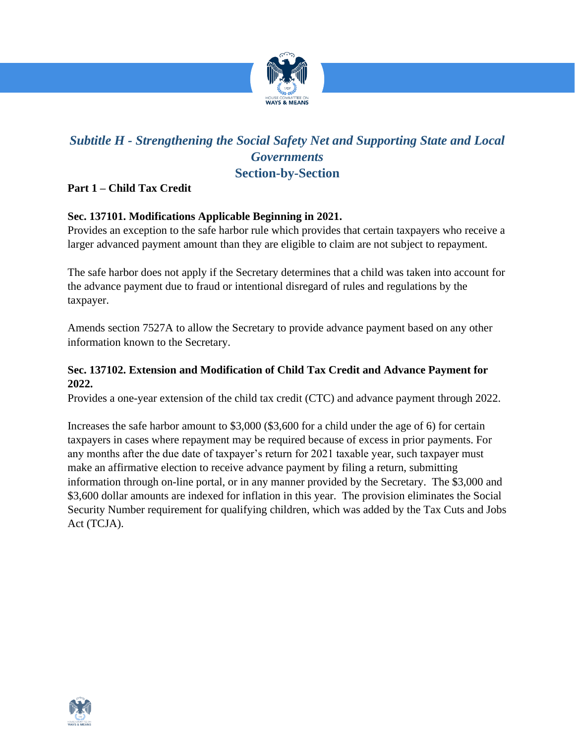## *Subtitle H - Strengthening the Social Safety Net and Supporting State and Local Governments*

## Section-by-Section

**Part 1 – Child Tax Credit**

**Sec. 137101. Modifications Applicable Beginning in 2021.**

Provides an exception to the safe harbor rule which provides that certain taxpayers who receive a larger advanced payment amount than they are eligible to claim are not subject to repayment.

The safe harbor does not apply if the Secretary determines that a child was taken into account for the advance payment due to fraud or intentional disregard of rules and regulations by the taxpayer.

Amends section 7527A to allow the Secretary to provide advance payment based on any other information known to the Secretary.

**Sec. 137102. Extension and Modification of Child Tax Credit and Advance Payment for 2022.**

Provides a one-year extension of the child tax credit (CTC) and advance payment through 2022.

Increases the safe harbor amount to $3,000 ($3,600 for a child under the age of 6) for certain taxpayers in cases where repayment may be required because of excess in prior payments. For any months after the due date of taxpayer's return for 2021 taxable year, such taxpayer must make an affirmative election to receive advance payment by filing a return, submitting information through on-line portal, or in any manner provided by the Secretary. The $3,000 and $3,600 dollar amounts are indexed for inflation in this year. The provision eliminates the Social Security Number requirement for qualifying children, which was added by the Tax Cuts and Jobs Act (TCJA).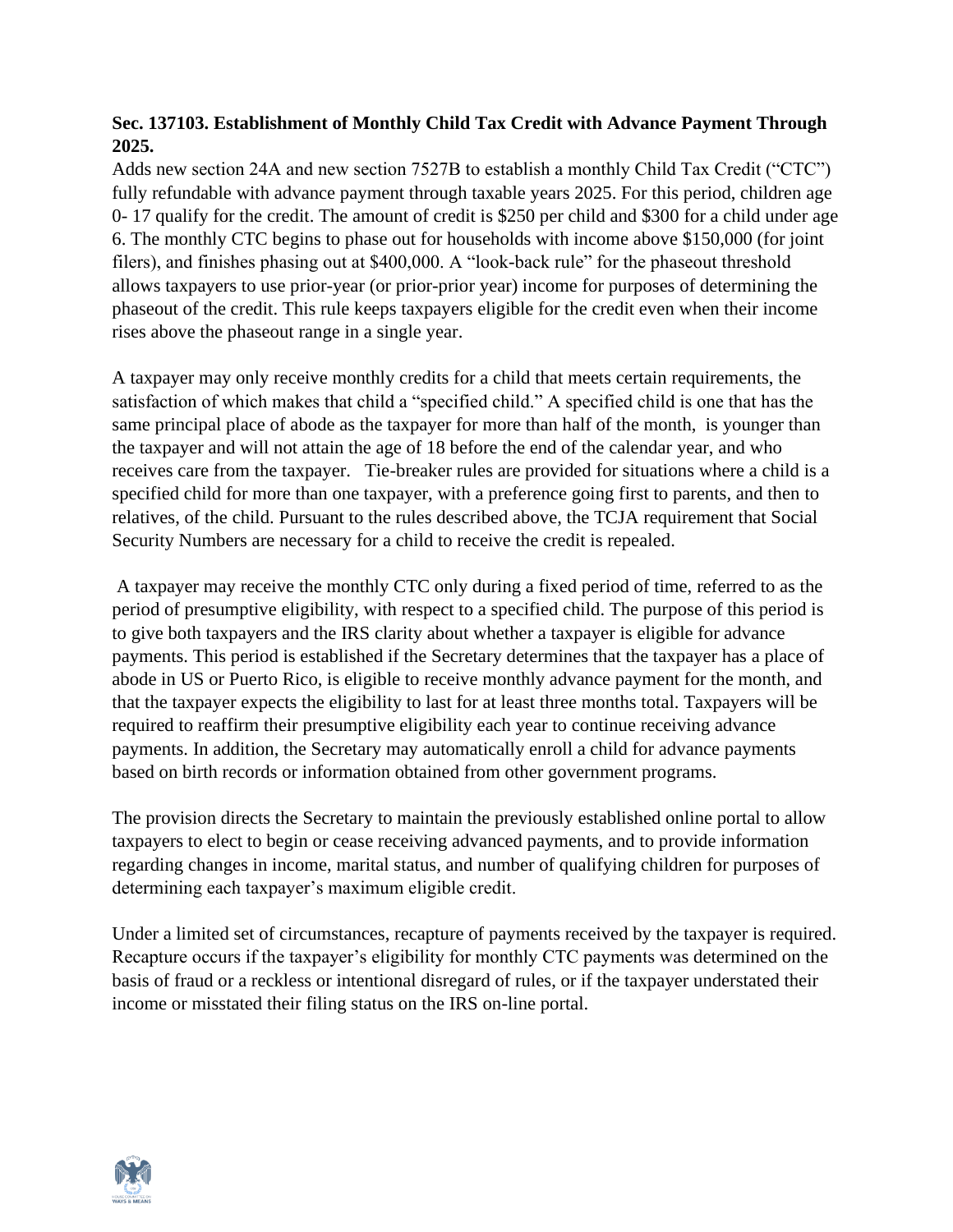**Sec. 137103. Establishment of Monthly Child Tax Credit with Advance Payment Through 2025.**

Adds new section 24A and new section 7527B to establish a monthly Child Tax Credit ("CTC") fully refundable with advance payment through taxable years 2025. For this period, children age 0- 17 qualify for the credit. The amount of credit is $250 per child and $300 for a child under age 6. The monthly CTC begins to phase out for households with income above $150,000 (for joint filers), and finishes phasing out at $400,000. A "look-back rule" for the phaseout threshold allows taxpayers to use prior-year (or prior-prior year) income for purposes of determining the phaseout of the credit. This rule keeps taxpayers eligible for the credit even when their income rises above the phaseout range in a single year.

A taxpayer may only receive monthly credits for a child that meets certain requirements, the satisfaction of which makes that child a "specified child." A specified child is one that has the same principal place of abode as the taxpayer for more than half of the month, is younger than the taxpayer and will not attain the age of 18 before the end of the calendar year, and who receives care from the taxpayer. Tie-breaker rules are provided for situations where a child is a specified child for more than one taxpayer, with a preference going first to parents, and then to relatives, of the child. Pursuant to the rules described above, the TCJA requirement that Social Security Numbers are necessary for a child to receive the credit is repealed.

A taxpayer may receive the monthly CTC only during a fixed period of time, referred to as the period of presumptive eligibility, with respect to a specified child. The purpose of this period is to give both taxpayers and the IRS clarity about whether a taxpayer is eligible for advance payments. This period is established if the Secretary determines that the taxpayer has a place of abode in US or Puerto Rico, is eligible to receive monthly advance payment for the month, and that the taxpayer expects the eligibility to last for at least three months total. Taxpayers will be required to reaffirm their presumptive eligibility each year to continue receiving advance payments. In addition, the Secretary may automatically enroll a child for advance payments based on birth records or information obtained from other government programs.

The provision directs the Secretary to maintain the previously established online portal to allow taxpayers to elect to begin or cease receiving advanced payments, and to provide information regarding changes in income, marital status, and number of qualifying children for purposes of determining each taxpayer's maximum eligible credit.

Under a limited set of circumstances, recapture of payments received by the taxpayer is required. Recapture occurs if the taxpayer's eligibility for monthly CTC payments was determined on the basis of fraud or a reckless or intentional disregard of rules, or if the taxpayer understated their income or misstated their filing status on the IRS on-line portal.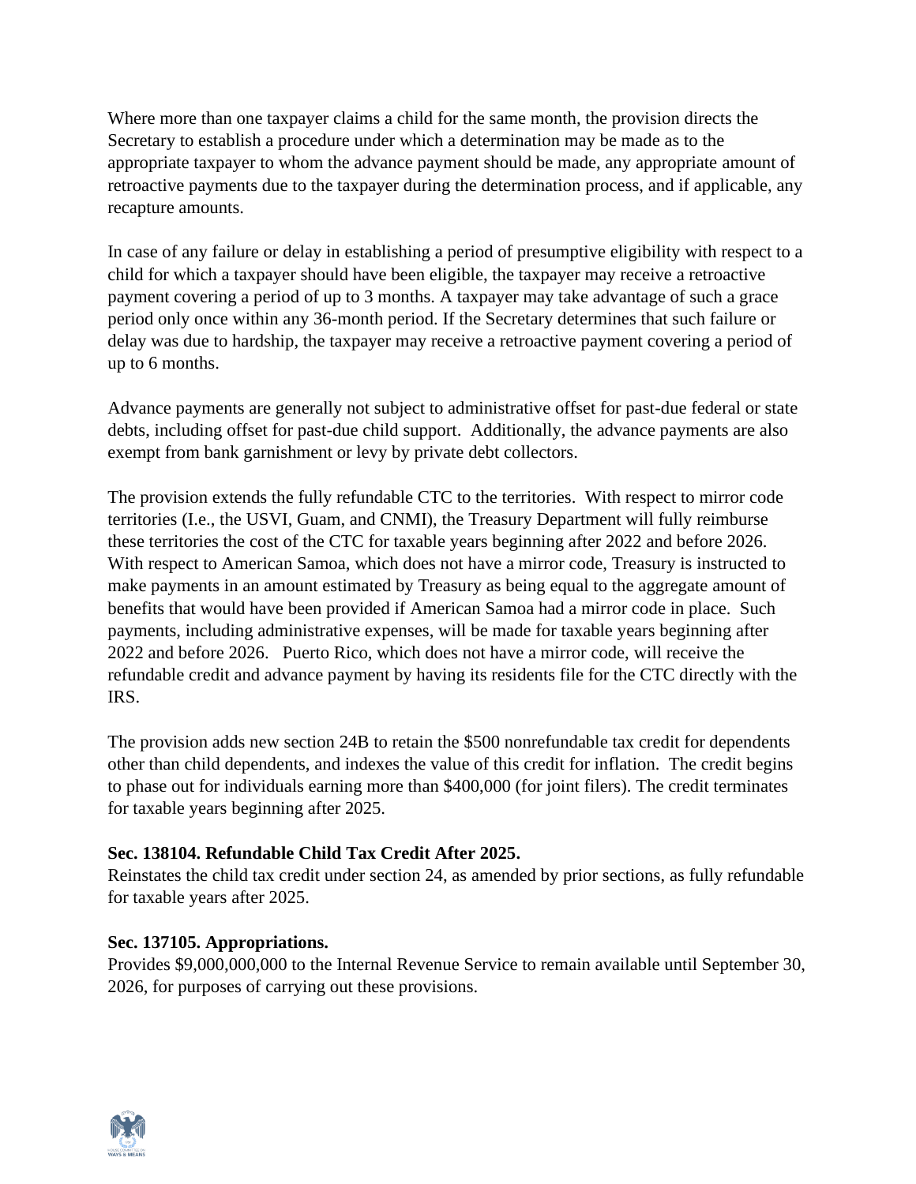Where more than one taxpayer claims a child for the same month, the provision directs the Secretary to establish a procedure under which a determination may be made as to the appropriate taxpayer to whom the advance payment should be made, any appropriate amount of retroactive payments due to the taxpayer during the determination process, and if applicable, any recapture amounts.

In case of any failure or delay in establishing a period of presumptive eligibility with respect to a child for which a taxpayer should have been eligible, the taxpayer may receive a retroactive payment covering a period of up to 3 months. A taxpayer may take advantage of such a grace period only once within any 36-month period. If the Secretary determines that such failure or delay was due to hardship, the taxpayer may receive a retroactive payment covering a period of up to 6 months.

Advance payments are generally not subject to administrative offset for past-due federal or state debts, including offset for past-due child support. Additionally, the advance payments are also exempt from bank garnishment or levy by private debt collectors.

The provision extends the fully refundable CTC to the territories. With respect to mirror code territories (I.e., the USVI, Guam, and CNMI), the Treasury Department will fully reimburse these territories the cost of the CTC for taxable years beginning after 2022 and before 2026. With respect to American Samoa, which does not have a mirror code, Treasury is instructed to make payments in an amount estimated by Treasury as being equal to the aggregate amount of benefits that would have been provided if American Samoa had a mirror code in place. Such payments, including administrative expenses, will be made for taxable years beginning after 2022 and before 2026. Puerto Rico, which does not have a mirror code, will receive the refundable credit and advance payment by having its residents file for the CTC directly with the IRS.

The provision adds new section 24B to retain the $500 nonrefundable tax credit for dependents other than child dependents, and indexes the value of this credit for inflation. The credit begins to phase out for individuals earning more than $400,000 (for joint filers). The credit terminates for taxable years beginning after 2025.

**Sec. 138104. Refundable Child Tax Credit After 2025.**
Reinstates the child tax credit under section 24, as amended by prior sections, as fully refundable for taxable years after 2025.

**Sec. 137105. Appropriations.**
Provides $9,000,000,000 to the Internal Revenue Service to remain available until September 30, 2026, for purposes of carrying out these provisions.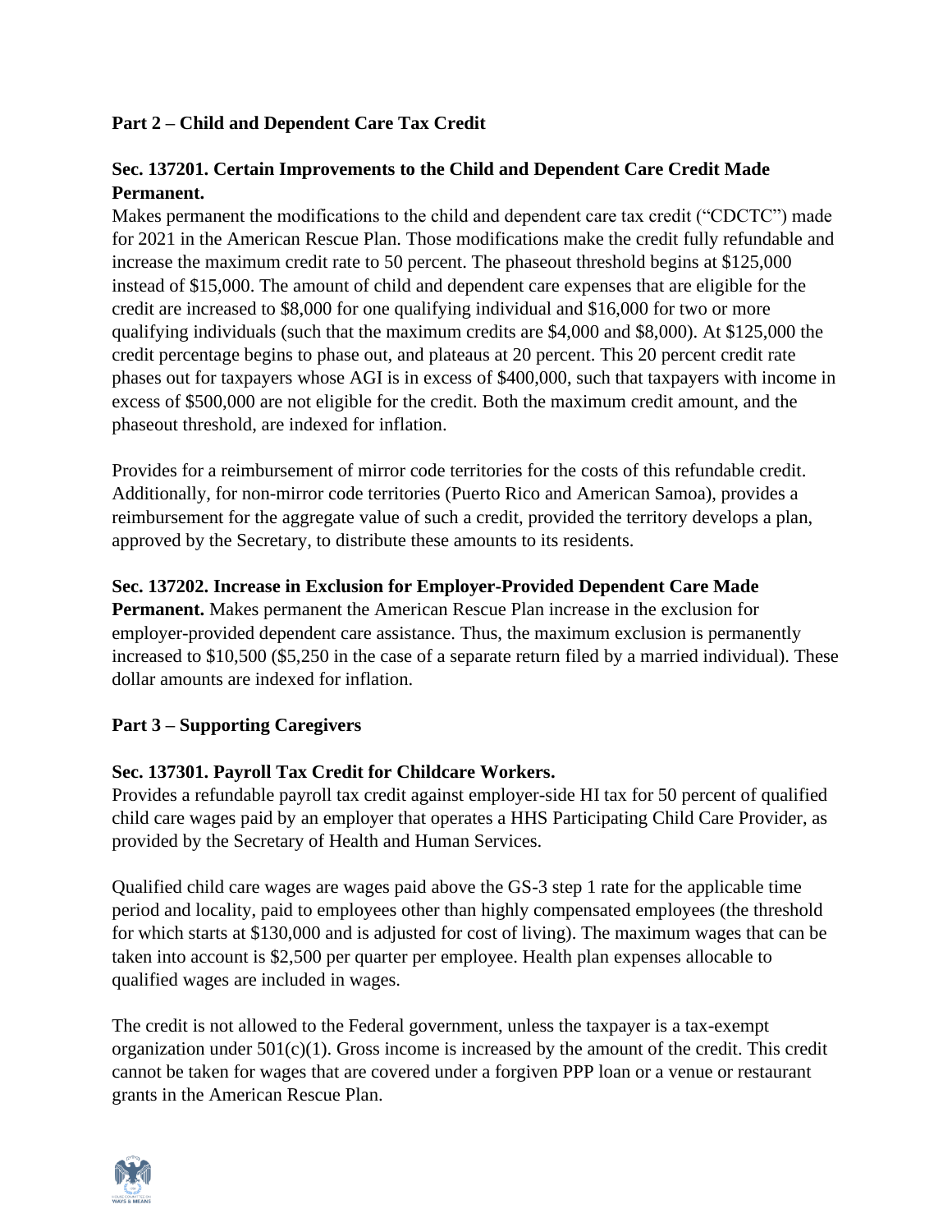**Part 2 – Child and Dependent Care Tax Credit**

**Sec. 137201. Certain Improvements to the Child and Dependent Care Credit Made Permanent.**

Makes permanent the modifications to the child and dependent care tax credit ("CDCTC") made for 2021 in the American Rescue Plan. Those modifications make the credit fully refundable and increase the maximum credit rate to 50 percent. The phaseout threshold begins at $125,000 instead of $15,000. The amount of child and dependent care expenses that are eligible for the credit are increased to $8,000 for one qualifying individual and $16,000 for two or more qualifying individuals (such that the maximum credits are $4,000 and $8,000). At $125,000 the credit percentage begins to phase out, and plateaus at 20 percent. This 20 percent credit rate phases out for taxpayers whose AGI is in excess of $400,000, such that taxpayers with income in excess of $500,000 are not eligible for the credit. Both the maximum credit amount, and the phaseout threshold, are indexed for inflation.

Provides for a reimbursement of mirror code territories for the costs of this refundable credit. Additionally, for non-mirror code territories (Puerto Rico and American Samoa), provides a reimbursement for the aggregate value of such a credit, provided the territory develops a plan, approved by the Secretary, to distribute these amounts to its residents.

**Sec. 137202. Increase in Exclusion for Employer-Provided Dependent Care Made Permanent.** Makes permanent the American Rescue Plan increase in the exclusion for employer-provided dependent care assistance. Thus, the maximum exclusion is permanently increased to $10,500 ($5,250 in the case of a separate return filed by a married individual). These dollar amounts are indexed for inflation.

**Part 3 – Supporting Caregivers**

**Sec. 137301. Payroll Tax Credit for Childcare Workers.**

Provides a refundable payroll tax credit against employer-side HI tax for 50 percent of qualified child care wages paid by an employer that operates a HHS Participating Child Care Provider, as provided by the Secretary of Health and Human Services.

Qualified child care wages are wages paid above the GS-3 step 1 rate for the applicable time period and locality, paid to employees other than highly compensated employees (the threshold for which starts at $130,000 and is adjusted for cost of living). The maximum wages that can be taken into account is $2,500 per quarter per employee. Health plan expenses allocable to qualified wages are included in wages.

The credit is not allowed to the Federal government, unless the taxpayer is a tax-exempt organization under 501(c)(1). Gross income is increased by the amount of the credit. This credit cannot be taken for wages that are covered under a forgiven PPP loan or a venue or restaurant grants in the American Rescue Plan.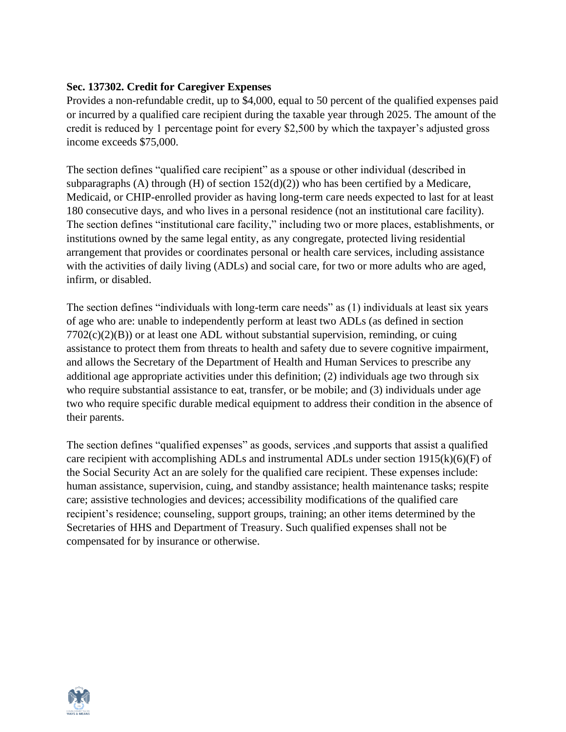**Sec. 137302. Credit for Caregiver Expenses**

Provides a non-refundable credit, up to $4,000, equal to 50 percent of the qualified expenses paid or incurred by a qualified care recipient during the taxable year through 2025. The amount of the credit is reduced by 1 percentage point for every $2,500 by which the taxpayer's adjusted gross income exceeds $75,000.

The section defines "qualified care recipient" as a spouse or other individual (described in subparagraphs (A) through (H) of section 152(d)(2)) who has been certified by a Medicare, Medicaid, or CHIP-enrolled provider as having long-term care needs expected to last for at least 180 consecutive days, and who lives in a personal residence (not an institutional care facility). The section defines "institutional care facility," including two or more places, establishments, or institutions owned by the same legal entity, as any congregate, protected living residential arrangement that provides or coordinates personal or health care services, including assistance with the activities of daily living (ADLs) and social care, for two or more adults who are aged, infirm, or disabled.

The section defines "individuals with long-term care needs" as (1) individuals at least six years of age who are: unable to independently perform at least two ADLs (as defined in section 7702(c)(2)(B)) or at least one ADL without substantial supervision, reminding, or cuing assistance to protect them from threats to health and safety due to severe cognitive impairment, and allows the Secretary of the Department of Health and Human Services to prescribe any additional age appropriate activities under this definition; (2) individuals age two through six who require substantial assistance to eat, transfer, or be mobile; and (3) individuals under age two who require specific durable medical equipment to address their condition in the absence of their parents.

The section defines "qualified expenses" as goods, services ,and supports that assist a qualified care recipient with accomplishing ADLs and instrumental ADLs under section 1915(k)(6)(F) of the Social Security Act an are solely for the qualified care recipient. These expenses include: human assistance, supervision, cuing, and standby assistance; health maintenance tasks; respite care; assistive technologies and devices; accessibility modifications of the qualified care recipient's residence; counseling, support groups, training; an other items determined by the Secretaries of HHS and Department of Treasury. Such qualified expenses shall not be compensated for by insurance or otherwise.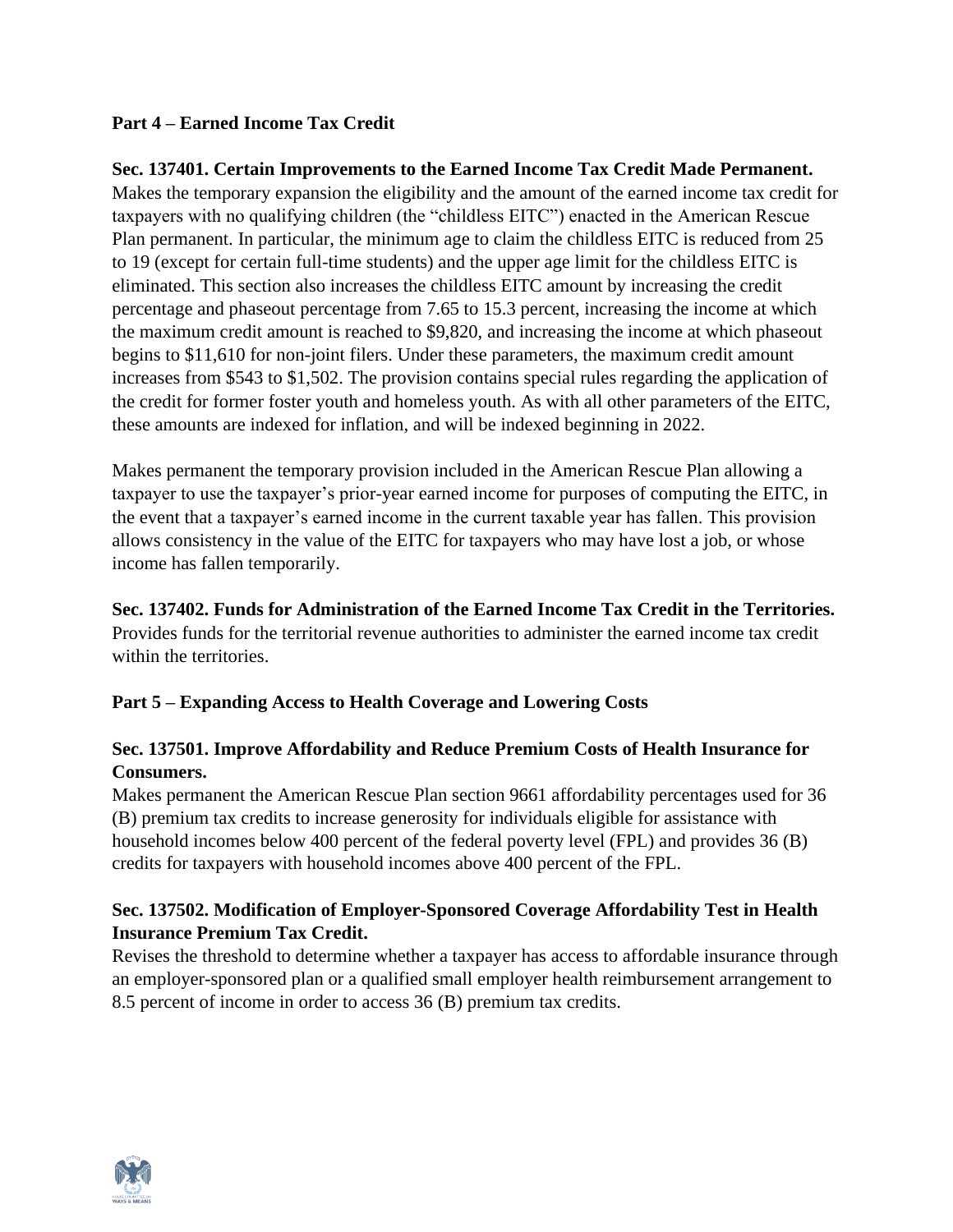**Part 4 – Earned Income Tax Credit**

**Sec. 137401. Certain Improvements to the Earned Income Tax Credit Made Permanent.**
Makes the temporary expansion the eligibility and the amount of the earned income tax credit for taxpayers with no qualifying children (the "childless EITC") enacted in the American Rescue Plan permanent. In particular, the minimum age to claim the childless EITC is reduced from 25 to 19 (except for certain full-time students) and the upper age limit for the childless EITC is eliminated. This section also increases the childless EITC amount by increasing the credit percentage and phaseout percentage from 7.65 to 15.3 percent, increasing the income at which the maximum credit amount is reached to $9,820, and increasing the income at which phaseout begins to $11,610 for non-joint filers. Under these parameters, the maximum credit amount increases from $543 to $1,502. The provision contains special rules regarding the application of the credit for former foster youth and homeless youth. As with all other parameters of the EITC, these amounts are indexed for inflation, and will be indexed beginning in 2022.

Makes permanent the temporary provision included in the American Rescue Plan allowing a taxpayer to use the taxpayer's prior-year earned income for purposes of computing the EITC, in the event that a taxpayer's earned income in the current taxable year has fallen. This provision allows consistency in the value of the EITC for taxpayers who may have lost a job, or whose income has fallen temporarily.

**Sec. 137402. Funds for Administration of the Earned Income Tax Credit in the Territories.**
Provides funds for the territorial revenue authorities to administer the earned income tax credit within the territories.

**Part 5 – Expanding Access to Health Coverage and Lowering Costs**

**Sec. 137501. Improve Affordability and Reduce Premium Costs of Health Insurance for Consumers.**
Makes permanent the American Rescue Plan section 9661 affordability percentages used for 36 (B) premium tax credits to increase generosity for individuals eligible for assistance with household incomes below 400 percent of the federal poverty level (FPL) and provides 36 (B) credits for taxpayers with household incomes above 400 percent of the FPL.

**Sec. 137502. Modification of Employer-Sponsored Coverage Affordability Test in Health Insurance Premium Tax Credit.**
Revises the threshold to determine whether a taxpayer has access to affordable insurance through an employer-sponsored plan or a qualified small employer health reimbursement arrangement to 8.5 percent of income in order to access 36 (B) premium tax credits.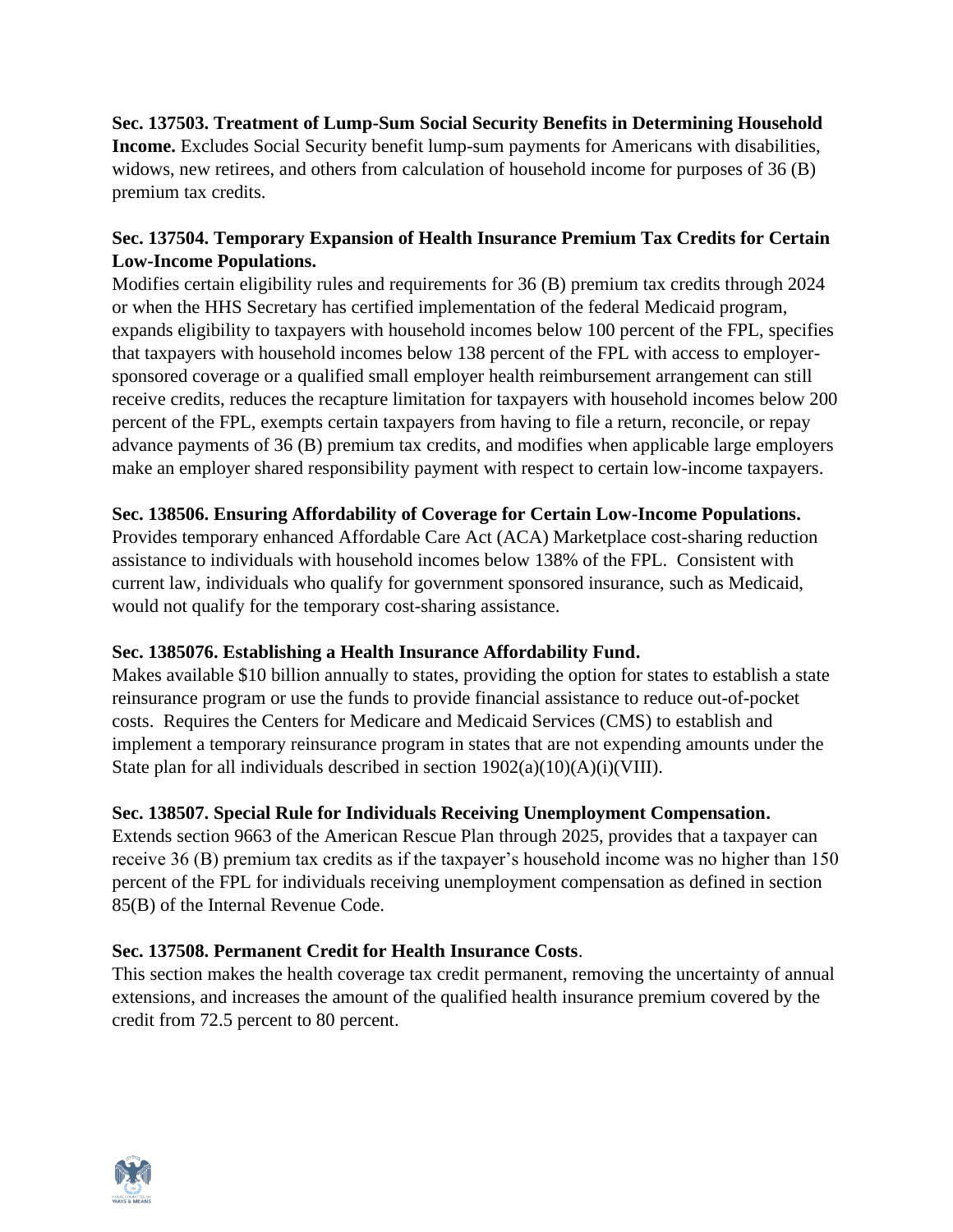**Sec. 137503. Treatment of Lump-Sum Social Security Benefits in Determining Household Income.** Excludes Social Security benefit lump-sum payments for Americans with disabilities, widows, new retirees, and others from calculation of household income for purposes of 36 (B) premium tax credits.

**Sec. 137504. Temporary Expansion of Health Insurance Premium Tax Credits for Certain Low-Income Populations.**
Modifies certain eligibility rules and requirements for 36 (B) premium tax credits through 2024 or when the HHS Secretary has certified implementation of the federal Medicaid program, expands eligibility to taxpayers with household incomes below 100 percent of the FPL, specifies that taxpayers with household incomes below 138 percent of the FPL with access to employer-sponsored coverage or a qualified small employer health reimbursement arrangement can still receive credits, reduces the recapture limitation for taxpayers with household incomes below 200 percent of the FPL, exempts certain taxpayers from having to file a return, reconcile, or repay advance payments of 36 (B) premium tax credits, and modifies when applicable large employers make an employer shared responsibility payment with respect to certain low-income taxpayers.

**Sec. 138506. Ensuring Affordability of Coverage for Certain Low-Income Populations.**
Provides temporary enhanced Affordable Care Act (ACA) Marketplace cost-sharing reduction assistance to individuals with household incomes below 138% of the FPL. Consistent with current law, individuals who qualify for government sponsored insurance, such as Medicaid, would not qualify for the temporary cost-sharing assistance.

**Sec. 1385076. Establishing a Health Insurance Affordability Fund.**
Makes available $10 billion annually to states, providing the option for states to establish a state reinsurance program or use the funds to provide financial assistance to reduce out-of-pocket costs. Requires the Centers for Medicare and Medicaid Services (CMS) to establish and implement a temporary reinsurance program in states that are not expending amounts under the State plan for all individuals described in section 1902(a)(10)(A)(i)(VIII).

**Sec. 138507. Special Rule for Individuals Receiving Unemployment Compensation.**
Extends section 9663 of the American Rescue Plan through 2025, provides that a taxpayer can receive 36 (B) premium tax credits as if the taxpayer's household income was no higher than 150 percent of the FPL for individuals receiving unemployment compensation as defined in section 85(B) of the Internal Revenue Code.

**Sec. 137508. Permanent Credit for Health Insurance Costs**.
This section makes the health coverage tax credit permanent, removing the uncertainty of annual extensions, and increases the amount of the qualified health insurance premium covered by the credit from 72.5 percent to 80 percent.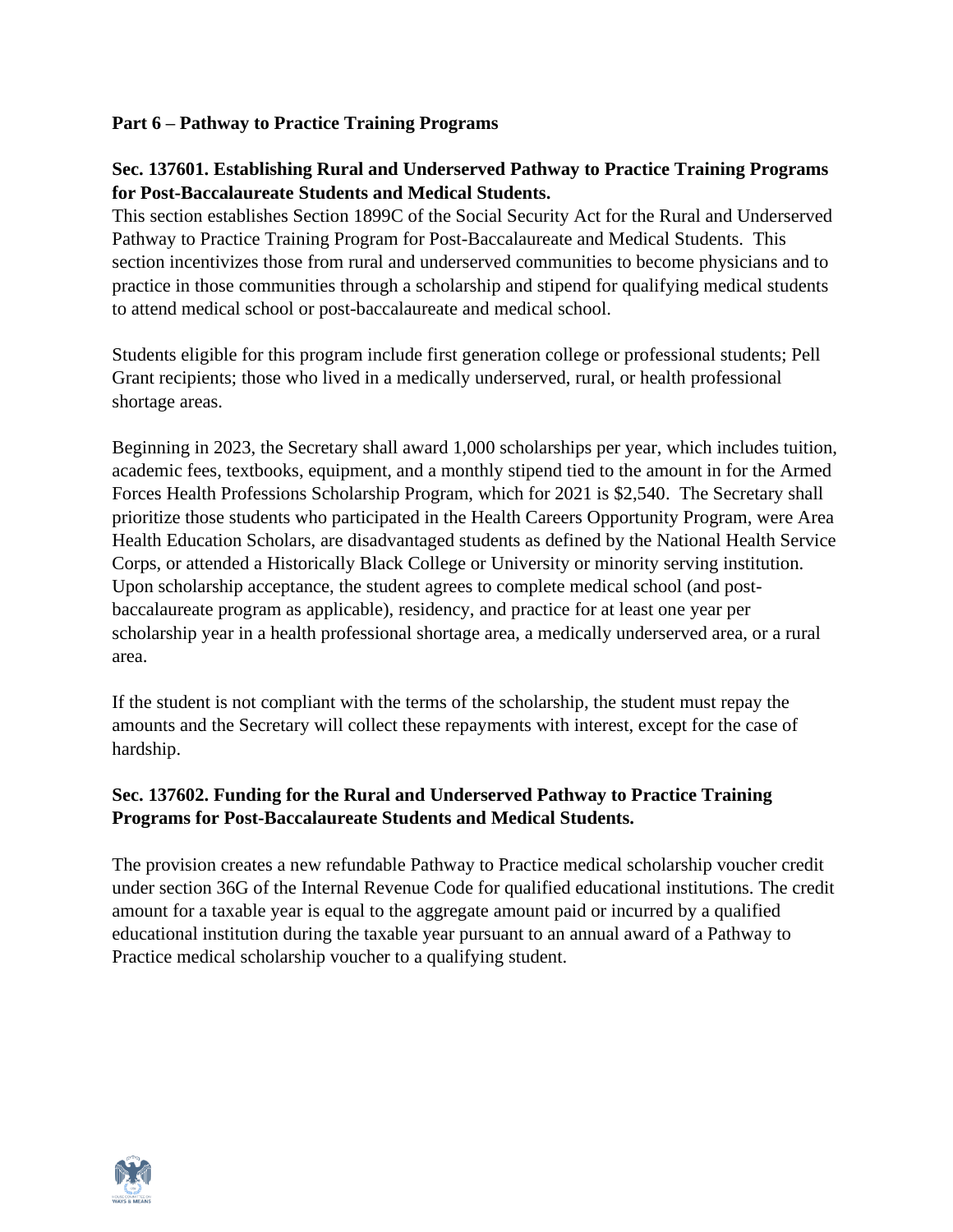**Part 6 – Pathway to Practice Training Programs**

**Sec. 137601. Establishing Rural and Underserved Pathway to Practice Training Programs for Post-Baccalaureate Students and Medical Students.**

This section establishes Section 1899C of the Social Security Act for the Rural and Underserved Pathway to Practice Training Program for Post-Baccalaureate and Medical Students. This section incentivizes those from rural and underserved communities to become physicians and to practice in those communities through a scholarship and stipend for qualifying medical students to attend medical school or post-baccalaureate and medical school.

Students eligible for this program include first generation college or professional students; Pell Grant recipients; those who lived in a medically underserved, rural, or health professional shortage areas.

Beginning in 2023, the Secretary shall award 1,000 scholarships per year, which includes tuition, academic fees, textbooks, equipment, and a monthly stipend tied to the amount in for the Armed Forces Health Professions Scholarship Program, which for 2021 is $2,540. The Secretary shall prioritize those students who participated in the Health Careers Opportunity Program, were Area Health Education Scholars, are disadvantaged students as defined by the National Health Service Corps, or attended a Historically Black College or University or minority serving institution. Upon scholarship acceptance, the student agrees to complete medical school (and post-baccalaureate program as applicable), residency, and practice for at least one year per scholarship year in a health professional shortage area, a medically underserved area, or a rural area.

If the student is not compliant with the terms of the scholarship, the student must repay the amounts and the Secretary will collect these repayments with interest, except for the case of hardship.

**Sec. 137602. Funding for the Rural and Underserved Pathway to Practice Training Programs for Post-Baccalaureate Students and Medical Students.**

The provision creates a new refundable Pathway to Practice medical scholarship voucher credit under section 36G of the Internal Revenue Code for qualified educational institutions. The credit amount for a taxable year is equal to the aggregate amount paid or incurred by a qualified educational institution during the taxable year pursuant to an annual award of a Pathway to Practice medical scholarship voucher to a qualifying student.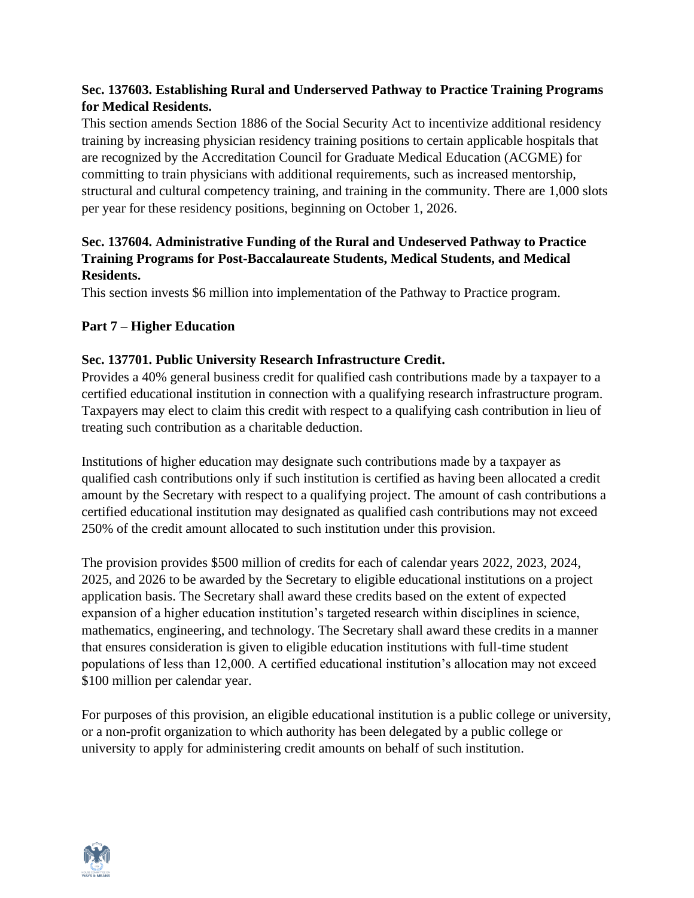**Sec. 137603. Establishing Rural and Underserved Pathway to Practice Training Programs for Medical Residents.**

This section amends Section 1886 of the Social Security Act to incentivize additional residency training by increasing physician residency training positions to certain applicable hospitals that are recognized by the Accreditation Council for Graduate Medical Education (ACGME) for committing to train physicians with additional requirements, such as increased mentorship, structural and cultural competency training, and training in the community. There are 1,000 slots per year for these residency positions, beginning on October 1, 2026.

**Sec. 137604. Administrative Funding of the Rural and Undeserved Pathway to Practice Training Programs for Post-Baccalaureate Students, Medical Students, and Medical Residents.**

This section invests $6 million into implementation of the Pathway to Practice program.

**Part 7 – Higher Education**

**Sec. 137701. Public University Research Infrastructure Credit.**

Provides a 40% general business credit for qualified cash contributions made by a taxpayer to a certified educational institution in connection with a qualifying research infrastructure program. Taxpayers may elect to claim this credit with respect to a qualifying cash contribution in lieu of treating such contribution as a charitable deduction.

Institutions of higher education may designate such contributions made by a taxpayer as qualified cash contributions only if such institution is certified as having been allocated a credit amount by the Secretary with respect to a qualifying project. The amount of cash contributions a certified educational institution may designated as qualified cash contributions may not exceed 250% of the credit amount allocated to such institution under this provision.

The provision provides $500 million of credits for each of calendar years 2022, 2023, 2024, 2025, and 2026 to be awarded by the Secretary to eligible educational institutions on a project application basis. The Secretary shall award these credits based on the extent of expected expansion of a higher education institution's targeted research within disciplines in science, mathematics, engineering, and technology. The Secretary shall award these credits in a manner that ensures consideration is given to eligible education institutions with full-time student populations of less than 12,000. A certified educational institution's allocation may not exceed $100 million per calendar year.

For purposes of this provision, an eligible educational institution is a public college or university, or a non-profit organization to which authority has been delegated by a public college or university to apply for administering credit amounts on behalf of such institution.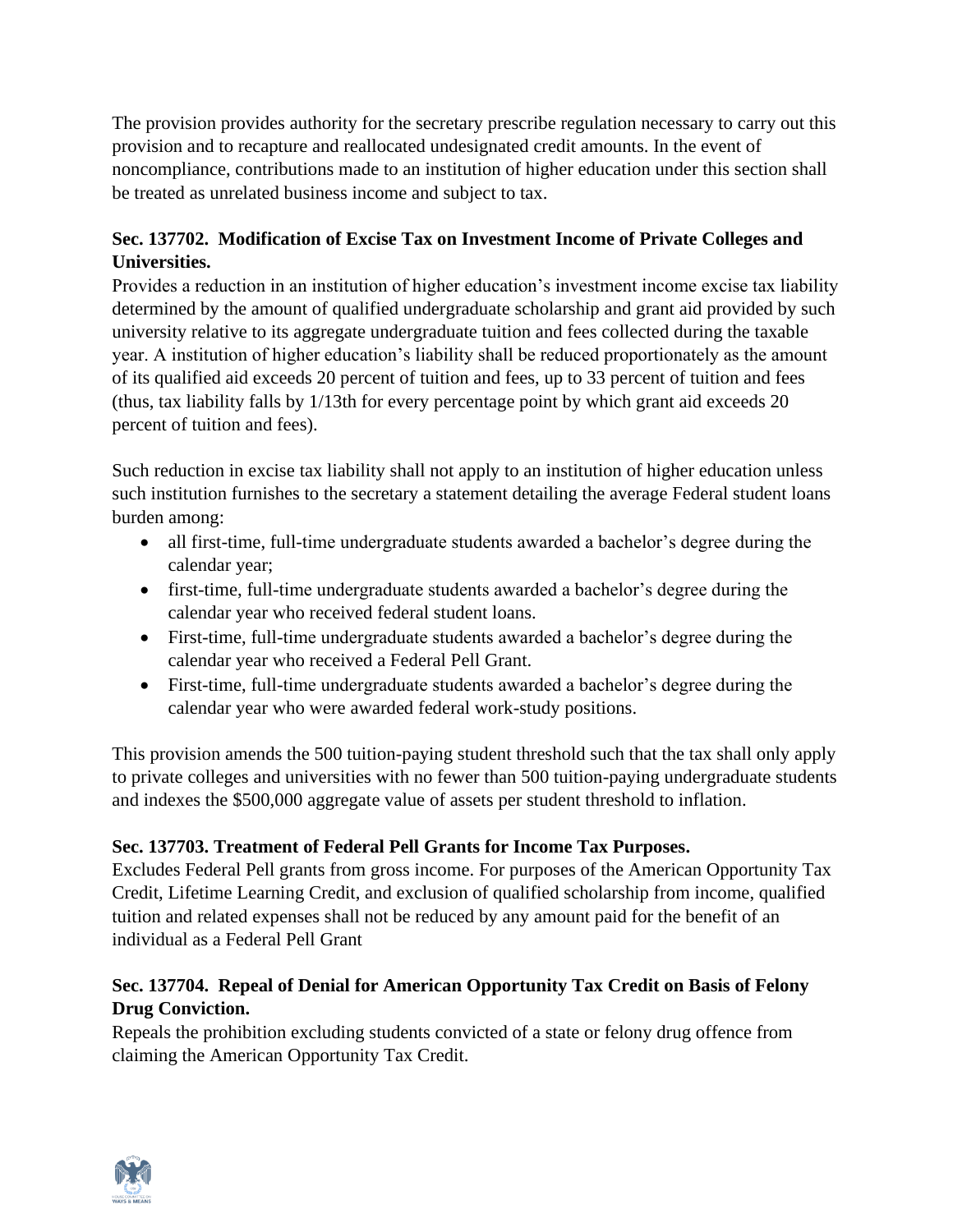The provision provides authority for the secretary prescribe regulation necessary to carry out this provision and to recapture and reallocated undesignated credit amounts. In the event of noncompliance, contributions made to an institution of higher education under this section shall be treated as unrelated business income and subject to tax.

**Sec. 137702. Modification of Excise Tax on Investment Income of Private Colleges and Universities.**

Provides a reduction in an institution of higher education's investment income excise tax liability determined by the amount of qualified undergraduate scholarship and grant aid provided by such university relative to its aggregate undergraduate tuition and fees collected during the taxable year. A institution of higher education's liability shall be reduced proportionately as the amount of its qualified aid exceeds 20 percent of tuition and fees, up to 33 percent of tuition and fees (thus, tax liability falls by 1/13th for every percentage point by which grant aid exceeds 20 percent of tuition and fees).

Such reduction in excise tax liability shall not apply to an institution of higher education unless such institution furnishes to the secretary a statement detailing the average Federal student loans burden among:

- all first-time, full-time undergraduate students awarded a bachelor's degree during the calendar year;
- first-time, full-time undergraduate students awarded a bachelor's degree during the calendar year who received federal student loans.
- First-time, full-time undergraduate students awarded a bachelor's degree during the calendar year who received a Federal Pell Grant.
- First-time, full-time undergraduate students awarded a bachelor's degree during the calendar year who were awarded federal work-study positions.

This provision amends the 500 tuition-paying student threshold such that the tax shall only apply to private colleges and universities with no fewer than 500 tuition-paying undergraduate students and indexes the $500,000 aggregate value of assets per student threshold to inflation.

**Sec. 137703. Treatment of Federal Pell Grants for Income Tax Purposes.**

Excludes Federal Pell grants from gross income. For purposes of the American Opportunity Tax Credit, Lifetime Learning Credit, and exclusion of qualified scholarship from income, qualified tuition and related expenses shall not be reduced by any amount paid for the benefit of an individual as a Federal Pell Grant

**Sec. 137704. Repeal of Denial for American Opportunity Tax Credit on Basis of Felony Drug Conviction.**

Repeals the prohibition excluding students convicted of a state or felony drug offence from claiming the American Opportunity Tax Credit.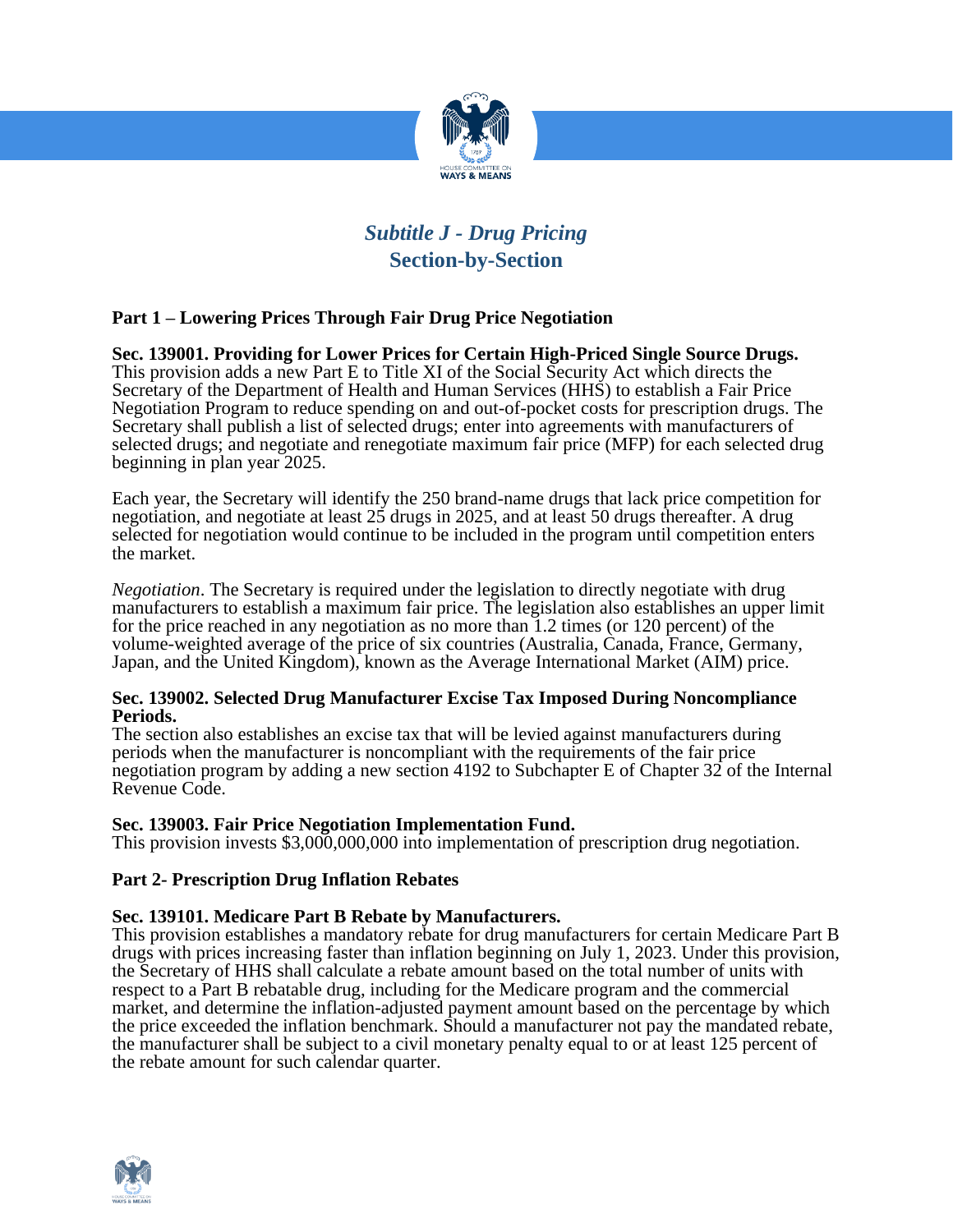## *Subtitle J - Drug Pricing*
## Section-by-Section

### Part 1 – Lowering Prices Through Fair Drug Price Negotiation

**Sec. 139001. Providing for Lower Prices for Certain High-Priced Single Source Drugs.**
This provision adds a new Part E to Title XI of the Social Security Act which directs the Secretary of the Department of Health and Human Services (HHS) to establish a Fair Price Negotiation Program to reduce spending on and out-of-pocket costs for prescription drugs. The Secretary shall publish a list of selected drugs; enter into agreements with manufacturers of selected drugs; and negotiate and renegotiate maximum fair price (MFP) for each selected drug beginning in plan year 2025.

Each year, the Secretary will identify the 250 brand-name drugs that lack price competition for negotiation, and negotiate at least 25 drugs in 2025, and at least 50 drugs thereafter. A drug selected for negotiation would continue to be included in the program until competition enters the market.

*Negotiation*. The Secretary is required under the legislation to directly negotiate with drug manufacturers to establish a maximum fair price. The legislation also establishes an upper limit for the price reached in any negotiation as no more than 1.2 times (or 120 percent) of the volume-weighted average of the price of six countries (Australia, Canada, France, Germany, Japan, and the United Kingdom), known as the Average International Market (AIM) price.

**Sec. 139002. Selected Drug Manufacturer Excise Tax Imposed During Noncompliance Periods.**
The section also establishes an excise tax that will be levied against manufacturers during periods when the manufacturer is noncompliant with the requirements of the fair price negotiation program by adding a new section 4192 to Subchapter E of Chapter 32 of the Internal Revenue Code.

**Sec. 139003. Fair Price Negotiation Implementation Fund.**
This provision invests $3,000,000,000 into implementation of prescription drug negotiation.

### Part 2- Prescription Drug Inflation Rebates

**Sec. 139101. Medicare Part B Rebate by Manufacturers.**
This provision establishes a mandatory rebate for drug manufacturers for certain Medicare Part B drugs with prices increasing faster than inflation beginning on July 1, 2023. Under this provision, the Secretary of HHS shall calculate a rebate amount based on the total number of units with respect to a Part B rebatable drug, including for the Medicare program and the commercial market, and determine the inflation-adjusted payment amount based on the percentage by which the price exceeded the inflation benchmark. Should a manufacturer not pay the mandated rebate, the manufacturer shall be subject to a civil monetary penalty equal to or at least 125 percent of the rebate amount for such calendar quarter.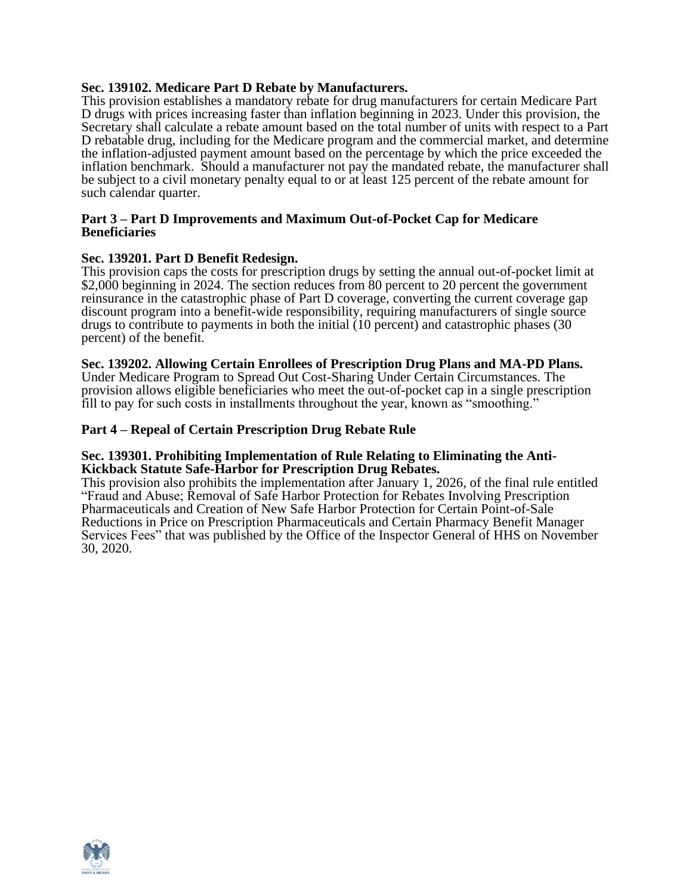**Sec. 139102. Medicare Part D Rebate by Manufacturers.**
This provision establishes a mandatory rebate for drug manufacturers for certain Medicare Part D drugs with prices increasing faster than inflation beginning in 2023. Under this provision, the Secretary shall calculate a rebate amount based on the total number of units with respect to a Part D rebatable drug, including for the Medicare program and the commercial market, and determine the inflation-adjusted payment amount based on the percentage by which the price exceeded the inflation benchmark. Should a manufacturer not pay the mandated rebate, the manufacturer shall be subject to a civil monetary penalty equal to or at least 125 percent of the rebate amount for such calendar quarter.

**Part 3 – Part D Improvements and Maximum Out-of-Pocket Cap for Medicare Beneficiaries**

**Sec. 139201. Part D Benefit Redesign.**
This provision caps the costs for prescription drugs by setting the annual out-of-pocket limit at $2,000 beginning in 2024. The section reduces from 80 percent to 20 percent the government reinsurance in the catastrophic phase of Part D coverage, converting the current coverage gap discount program into a benefit-wide responsibility, requiring manufacturers of single source drugs to contribute to payments in both the initial (10 percent) and catastrophic phases (30 percent) of the benefit.

**Sec. 139202. Allowing Certain Enrollees of Prescription Drug Plans and MA-PD Plans.**
Under Medicare Program to Spread Out Cost-Sharing Under Certain Circumstances. The provision allows eligible beneficiaries who meet the out-of-pocket cap in a single prescription fill to pay for such costs in installments throughout the year, known as "smoothing."

**Part 4 – Repeal of Certain Prescription Drug Rebate Rule**

**Sec. 139301. Prohibiting Implementation of Rule Relating to Eliminating the Anti-Kickback Statute Safe-Harbor for Prescription Drug Rebates.**
This provision also prohibits the implementation after January 1, 2026, of the final rule entitled "Fraud and Abuse; Removal of Safe Harbor Protection for Rebates Involving Prescription Pharmaceuticals and Creation of New Safe Harbor Protection for Certain Point-of-Sale Reductions in Price on Prescription Pharmaceuticals and Certain Pharmacy Benefit Manager Services Fees" that was published by the Office of the Inspector General of HHS on November 30, 2020.